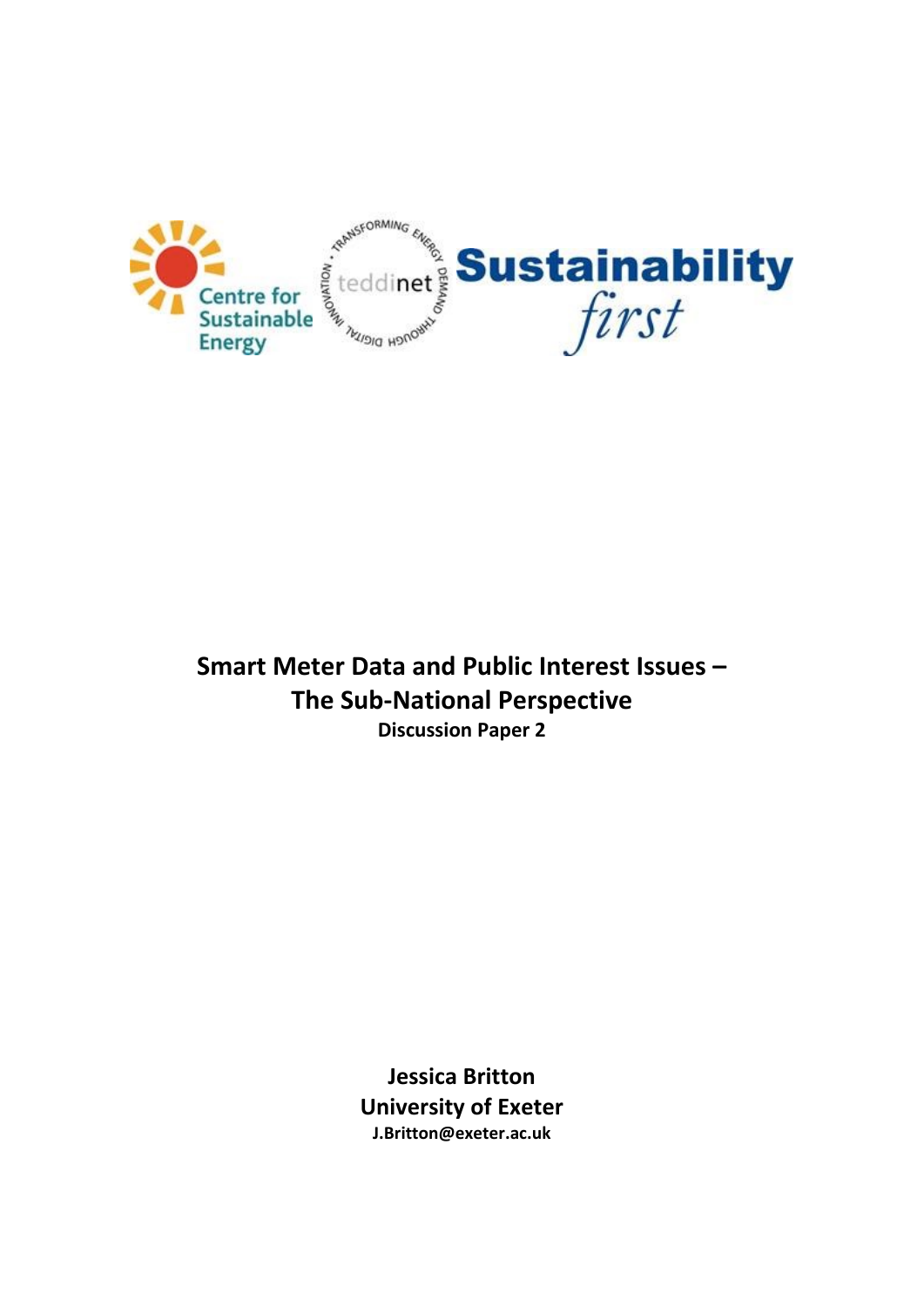# Smart Meter Data and Public Interest Issues – The Sub-National Perspective

**Discussion Paper 2**

**Jessica Britton**
**University of Exeter**
**J.Britton@exeter.ac.uk**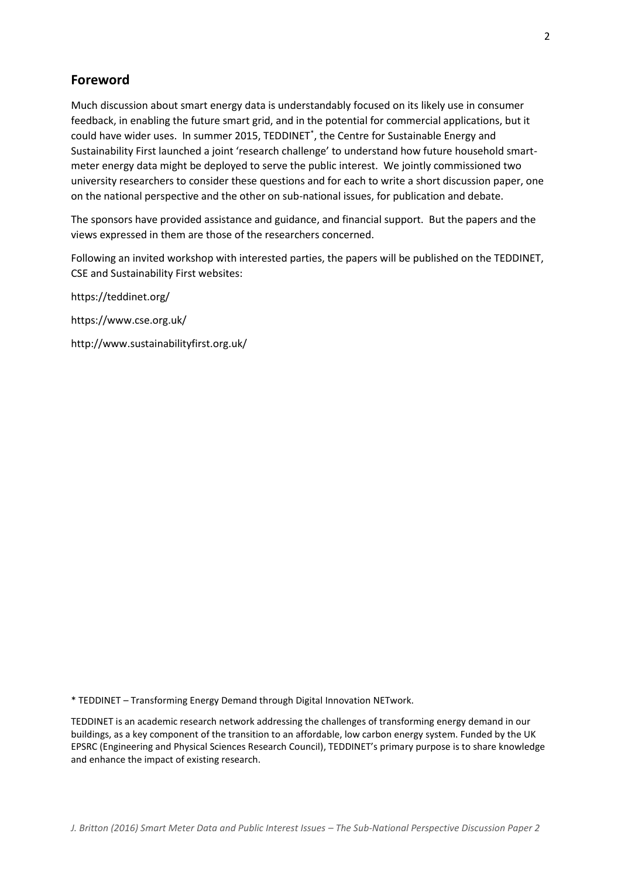## Foreword

Much discussion about smart energy data is understandably focused on its likely use in consumer feedback, in enabling the future smart grid, and in the potential for commercial applications, but it could have wider uses. In summer 2015, TEDDINET*, the Centre for Sustainable Energy and Sustainability First launched a joint 'research challenge' to understand how future household smart-meter energy data might be deployed to serve the public interest. We jointly commissioned two university researchers to consider these questions and for each to write a short discussion paper, one on the national perspective and the other on sub-national issues, for publication and debate.

The sponsors have provided assistance and guidance, and financial support. But the papers and the views expressed in them are those of the researchers concerned.

Following an invited workshop with interested parties, the papers will be published on the TEDDINET, CSE and Sustainability First websites:

https://teddinet.org/

https://www.cse.org.uk/

http://www.sustainabilityfirst.org.uk/

* TEDDINET – Transforming Energy Demand through Digital Innovation NETwork.

TEDDINET is an academic research network addressing the challenges of transforming energy demand in our buildings, as a key component of the transition to an affordable, low carbon energy system. Funded by the UK EPSRC (Engineering and Physical Sciences Research Council), TEDDINET's primary purpose is to share knowledge and enhance the impact of existing research.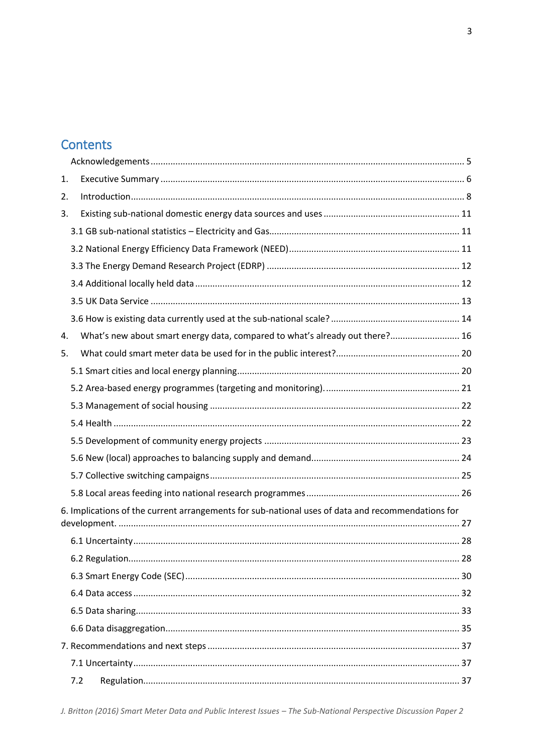## Contents

Acknowledgements ............ 5

1. Executive Summary ............ 6
2. Introduction ............ 8
3. Existing sub-national domestic energy data sources and uses ............ 11
   - 3.1 GB sub-national statistics – Electricity and Gas ............ 11
   - 3.2 National Energy Efficiency Data Framework (NEED) ............ 11
   - 3.3 The Energy Demand Research Project (EDRP) ............ 12
   - 3.4 Additional locally held data ............ 12
   - 3.5 UK Data Service ............ 13
   - 3.6 How is existing data currently used at the sub-national scale? ............ 14
4. What's new about smart energy data, compared to what's already out there? ............ 16
5. What could smart meter data be used for in the public interest? ............ 20
   - 5.1 Smart cities and local energy planning ............ 20
   - 5.2 Area-based energy programmes (targeting and monitoring). ............ 21
   - 5.3 Management of social housing ............ 22
   - 5.4 Health ............ 22
   - 5.5 Development of community energy projects ............ 23
   - 5.6 New (local) approaches to balancing supply and demand ............ 24
   - 5.7 Collective switching campaigns ............ 25
   - 5.8 Local areas feeding into national research programmes ............ 26

6. Implications of the current arrangements for sub-national uses of data and recommendations for development. ............ 27
   - 6.1 Uncertainty ............ 28
   - 6.2 Regulation ............ 28
   - 6.3 Smart Energy Code (SEC) ............ 30
   - 6.4 Data access ............ 32
   - 6.5 Data sharing ............ 33
   - 6.6 Data disaggregation ............ 35

7. Recommendations and next steps ............ 37
   - 7.1 Uncertainty ............ 37
   - 7.2 Regulation ............ 37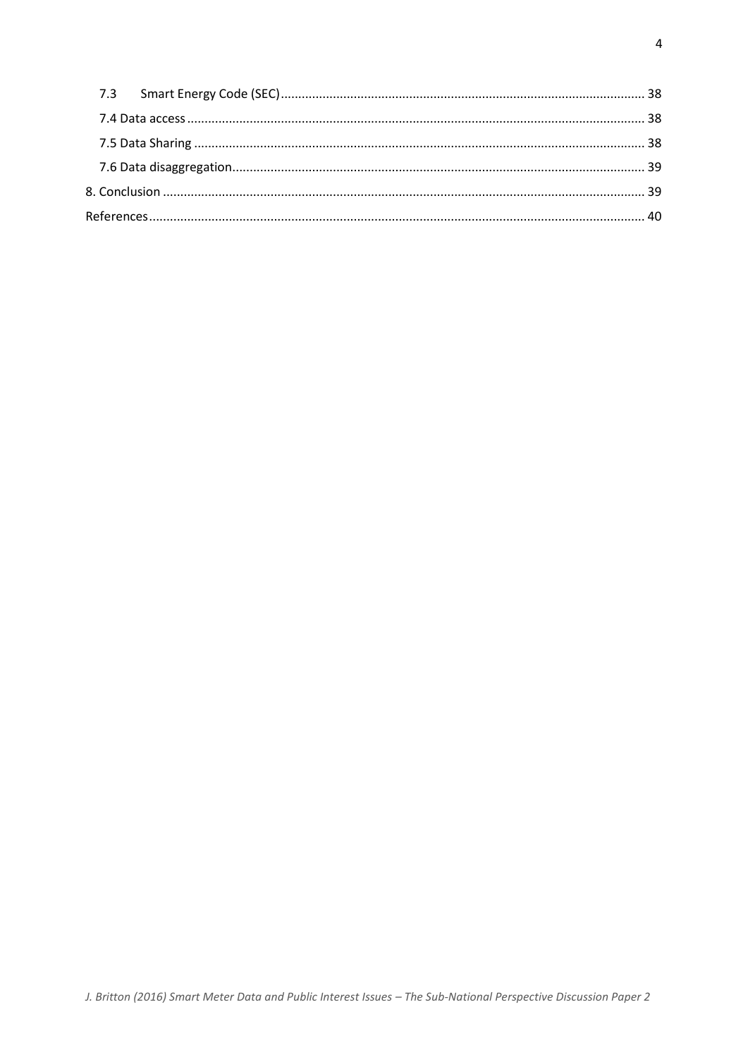7.3 Smart Energy Code (SEC) ... 38
7.4 Data access ... 38
7.5 Data Sharing ... 38
7.6 Data disaggregation ... 39
8. Conclusion ... 39
References ... 40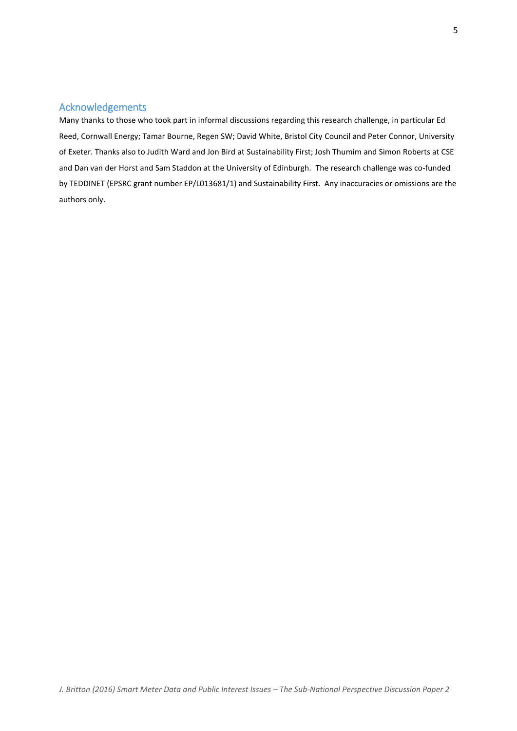## Acknowledgements

Many thanks to those who took part in informal discussions regarding this research challenge, in particular Ed Reed, Cornwall Energy; Tamar Bourne, Regen SW; David White, Bristol City Council and Peter Connor, University of Exeter. Thanks also to Judith Ward and Jon Bird at Sustainability First; Josh Thumim and Simon Roberts at CSE and Dan van der Horst and Sam Staddon at the University of Edinburgh. The research challenge was co-funded by TEDDINET (EPSRC grant number EP/L013681/1) and Sustainability First. Any inaccuracies or omissions are the authors only.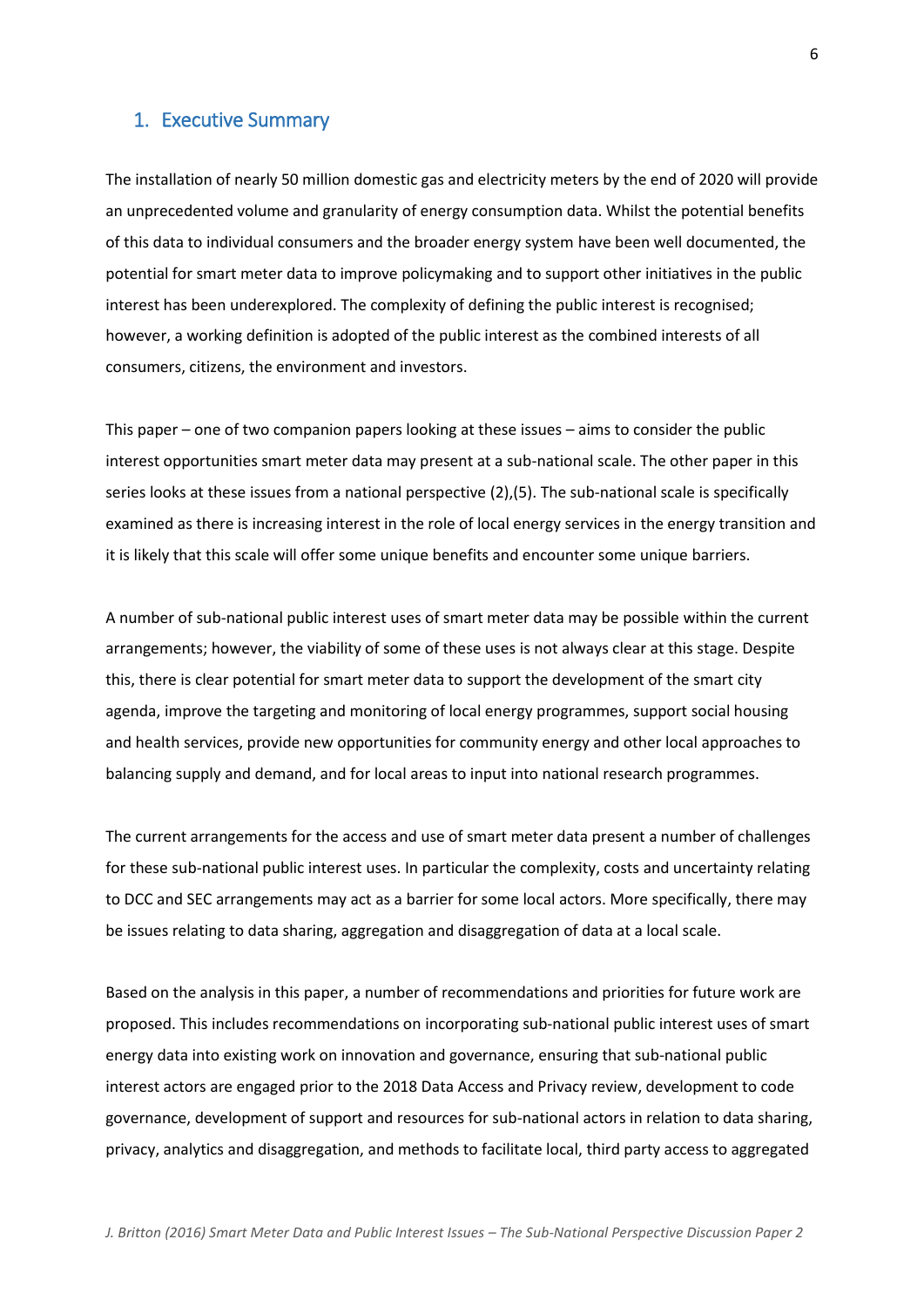## 1. Executive Summary

The installation of nearly 50 million domestic gas and electricity meters by the end of 2020 will provide an unprecedented volume and granularity of energy consumption data. Whilst the potential benefits of this data to individual consumers and the broader energy system have been well documented, the potential for smart meter data to improve policymaking and to support other initiatives in the public interest has been underexplored. The complexity of defining the public interest is recognised; however, a working definition is adopted of the public interest as the combined interests of all consumers, citizens, the environment and investors.

This paper – one of two companion papers looking at these issues – aims to consider the public interest opportunities smart meter data may present at a sub-national scale. The other paper in this series looks at these issues from a national perspective (2),(5). The sub-national scale is specifically examined as there is increasing interest in the role of local energy services in the energy transition and it is likely that this scale will offer some unique benefits and encounter some unique barriers.

A number of sub-national public interest uses of smart meter data may be possible within the current arrangements; however, the viability of some of these uses is not always clear at this stage. Despite this, there is clear potential for smart meter data to support the development of the smart city agenda, improve the targeting and monitoring of local energy programmes, support social housing and health services, provide new opportunities for community energy and other local approaches to balancing supply and demand, and for local areas to input into national research programmes.

The current arrangements for the access and use of smart meter data present a number of challenges for these sub-national public interest uses. In particular the complexity, costs and uncertainty relating to DCC and SEC arrangements may act as a barrier for some local actors. More specifically, there may be issues relating to data sharing, aggregation and disaggregation of data at a local scale.

Based on the analysis in this paper, a number of recommendations and priorities for future work are proposed. This includes recommendations on incorporating sub-national public interest uses of smart energy data into existing work on innovation and governance, ensuring that sub-national public interest actors are engaged prior to the 2018 Data Access and Privacy review, development to code governance, development of support and resources for sub-national actors in relation to data sharing, privacy, analytics and disaggregation, and methods to facilitate local, third party access to aggregated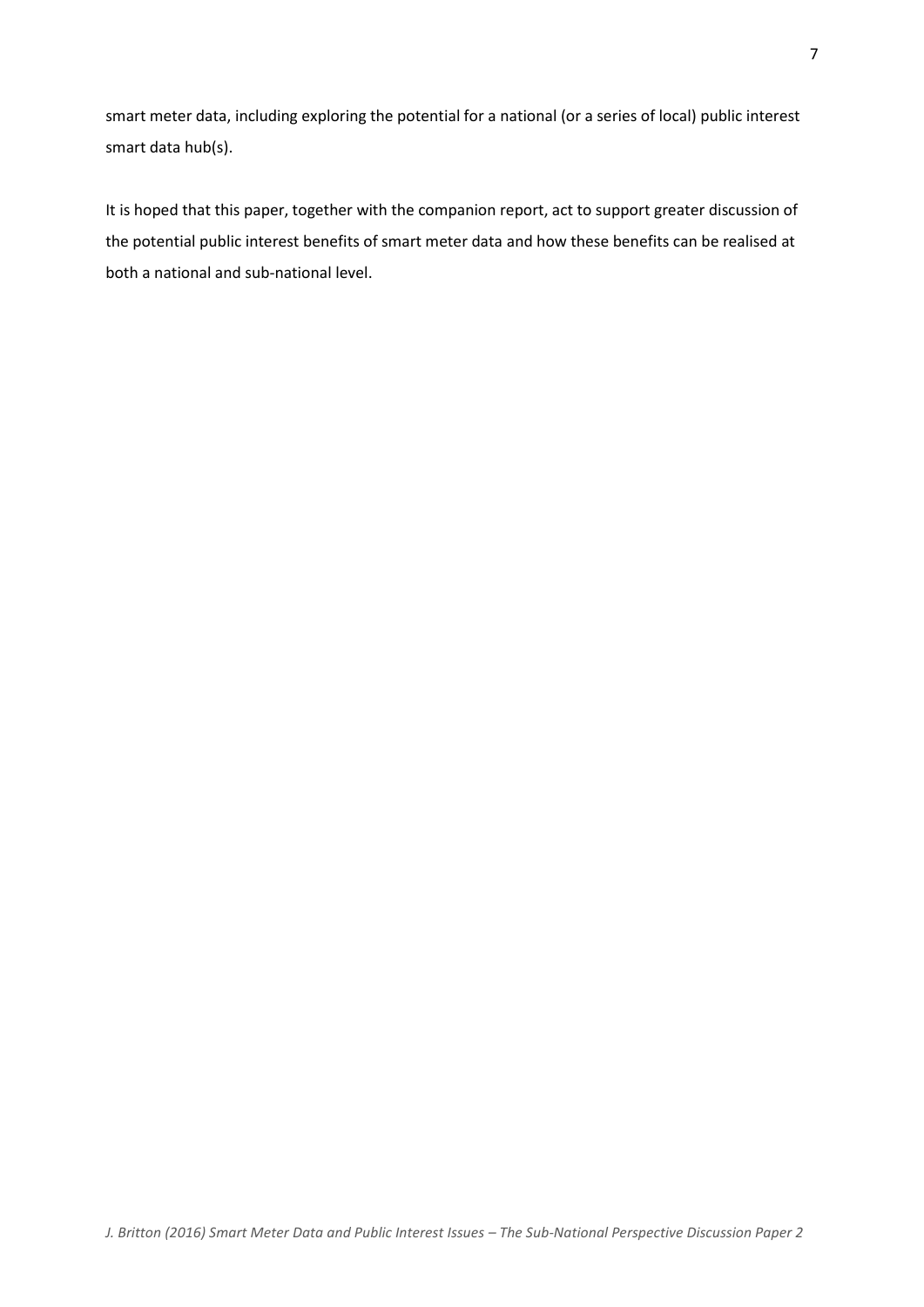smart meter data, including exploring the potential for a national (or a series of local) public interest smart data hub(s).

It is hoped that this paper, together with the companion report, act to support greater discussion of the potential public interest benefits of smart meter data and how these benefits can be realised at both a national and sub-national level.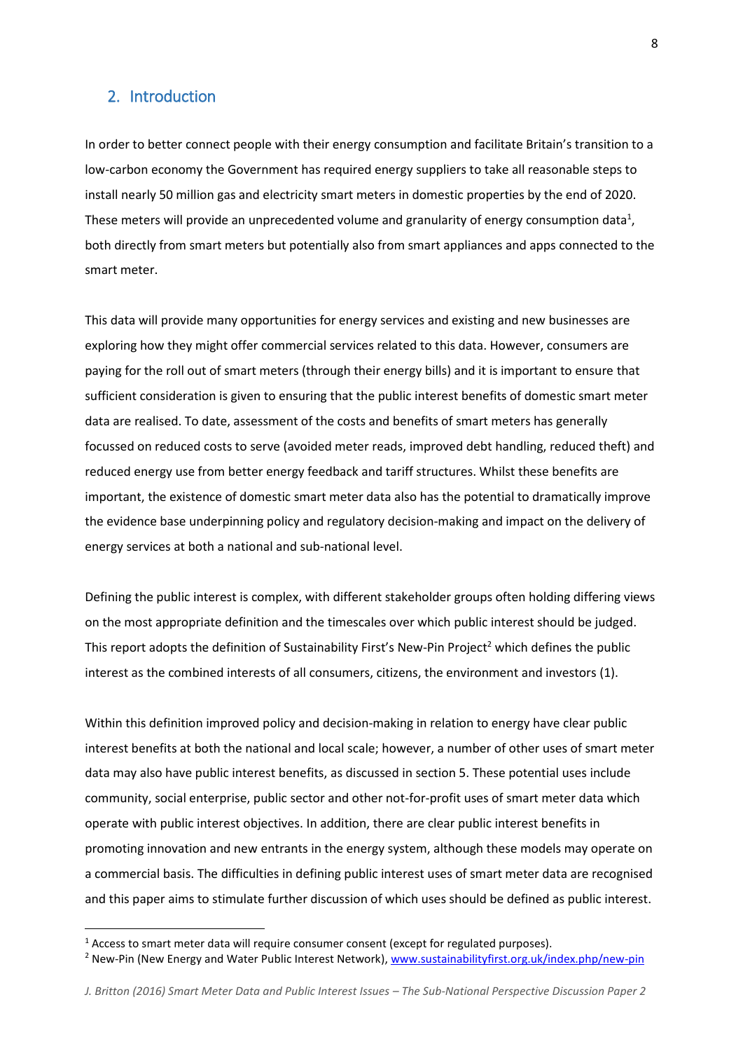## 2. Introduction

In order to better connect people with their energy consumption and facilitate Britain's transition to a low-carbon economy the Government has required energy suppliers to take all reasonable steps to install nearly 50 million gas and electricity smart meters in domestic properties by the end of 2020. These meters will provide an unprecedented volume and granularity of energy consumption data[1], both directly from smart meters but potentially also from smart appliances and apps connected to the smart meter.

This data will provide many opportunities for energy services and existing and new businesses are exploring how they might offer commercial services related to this data. However, consumers are paying for the roll out of smart meters (through their energy bills) and it is important to ensure that sufficient consideration is given to ensuring that the public interest benefits of domestic smart meter data are realised. To date, assessment of the costs and benefits of smart meters has generally focussed on reduced costs to serve (avoided meter reads, improved debt handling, reduced theft) and reduced energy use from better energy feedback and tariff structures. Whilst these benefits are important, the existence of domestic smart meter data also has the potential to dramatically improve the evidence base underpinning policy and regulatory decision-making and impact on the delivery of energy services at both a national and sub-national level.

Defining the public interest is complex, with different stakeholder groups often holding differing views on the most appropriate definition and the timescales over which public interest should be judged. This report adopts the definition of Sustainability First's New-Pin Project[2] which defines the public interest as the combined interests of all consumers, citizens, the environment and investors (1).

Within this definition improved policy and decision-making in relation to energy have clear public interest benefits at both the national and local scale; however, a number of other uses of smart meter data may also have public interest benefits, as discussed in section 5. These potential uses include community, social enterprise, public sector and other not-for-profit uses of smart meter data which operate with public interest objectives. In addition, there are clear public interest benefits in promoting innovation and new entrants in the energy system, although these models may operate on a commercial basis. The difficulties in defining public interest uses of smart meter data are recognised and this paper aims to stimulate further discussion of which uses should be defined as public interest.

---

[1] Access to smart meter data will require consumer consent (except for regulated purposes).

[2] New-Pin (New Energy and Water Public Interest Network), www.sustainabilityfirst.org.uk/index.php/new-pin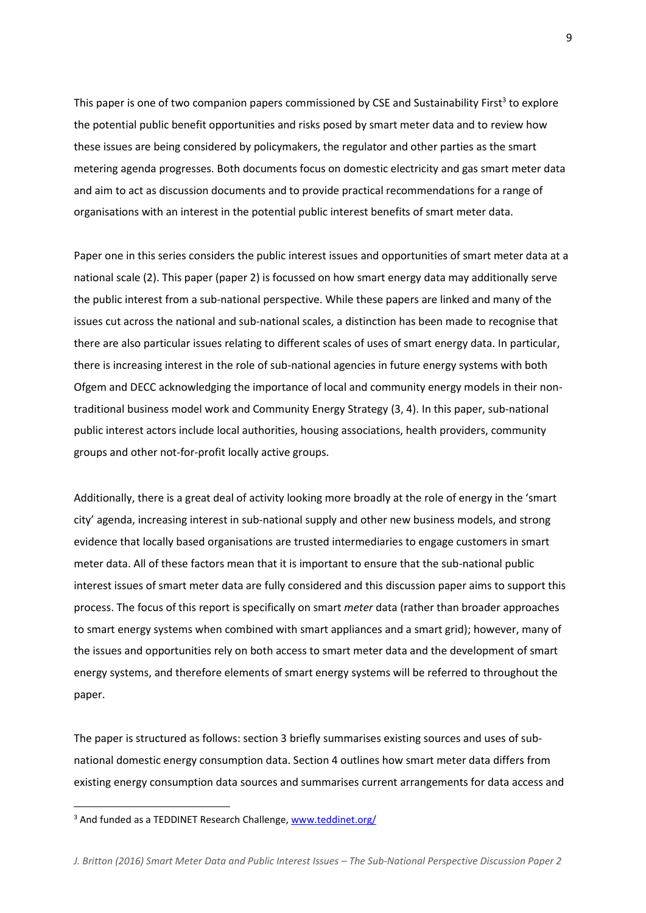This paper is one of two companion papers commissioned by CSE and Sustainability First[3] to explore the potential public benefit opportunities and risks posed by smart meter data and to review how these issues are being considered by policymakers, the regulator and other parties as the smart metering agenda progresses. Both documents focus on domestic electricity and gas smart meter data and aim to act as discussion documents and to provide practical recommendations for a range of organisations with an interest in the potential public interest benefits of smart meter data.

Paper one in this series considers the public interest issues and opportunities of smart meter data at a national scale (2). This paper (paper 2) is focussed on how smart energy data may additionally serve the public interest from a sub-national perspective. While these papers are linked and many of the issues cut across the national and sub-national scales, a distinction has been made to recognise that there are also particular issues relating to different scales of uses of smart energy data. In particular, there is increasing interest in the role of sub-national agencies in future energy systems with both Ofgem and DECC acknowledging the importance of local and community energy models in their non-traditional business model work and Community Energy Strategy (3, 4). In this paper, sub-national public interest actors include local authorities, housing associations, health providers, community groups and other not-for-profit locally active groups.

Additionally, there is a great deal of activity looking more broadly at the role of energy in the 'smart city' agenda, increasing interest in sub-national supply and other new business models, and strong evidence that locally based organisations are trusted intermediaries to engage customers in smart meter data. All of these factors mean that it is important to ensure that the sub-national public interest issues of smart meter data are fully considered and this discussion paper aims to support this process. The focus of this report is specifically on smart *meter* data (rather than broader approaches to smart energy systems when combined with smart appliances and a smart grid); however, many of the issues and opportunities rely on both access to smart meter data and the development of smart energy systems, and therefore elements of smart energy systems will be referred to throughout the paper.

The paper is structured as follows: section 3 briefly summarises existing sources and uses of sub-national domestic energy consumption data. Section 4 outlines how smart meter data differs from existing energy consumption data sources and summarises current arrangements for data access and

---

[3] And funded as a TEDDINET Research Challenge, [www.teddinet.org/](www.teddinet.org/)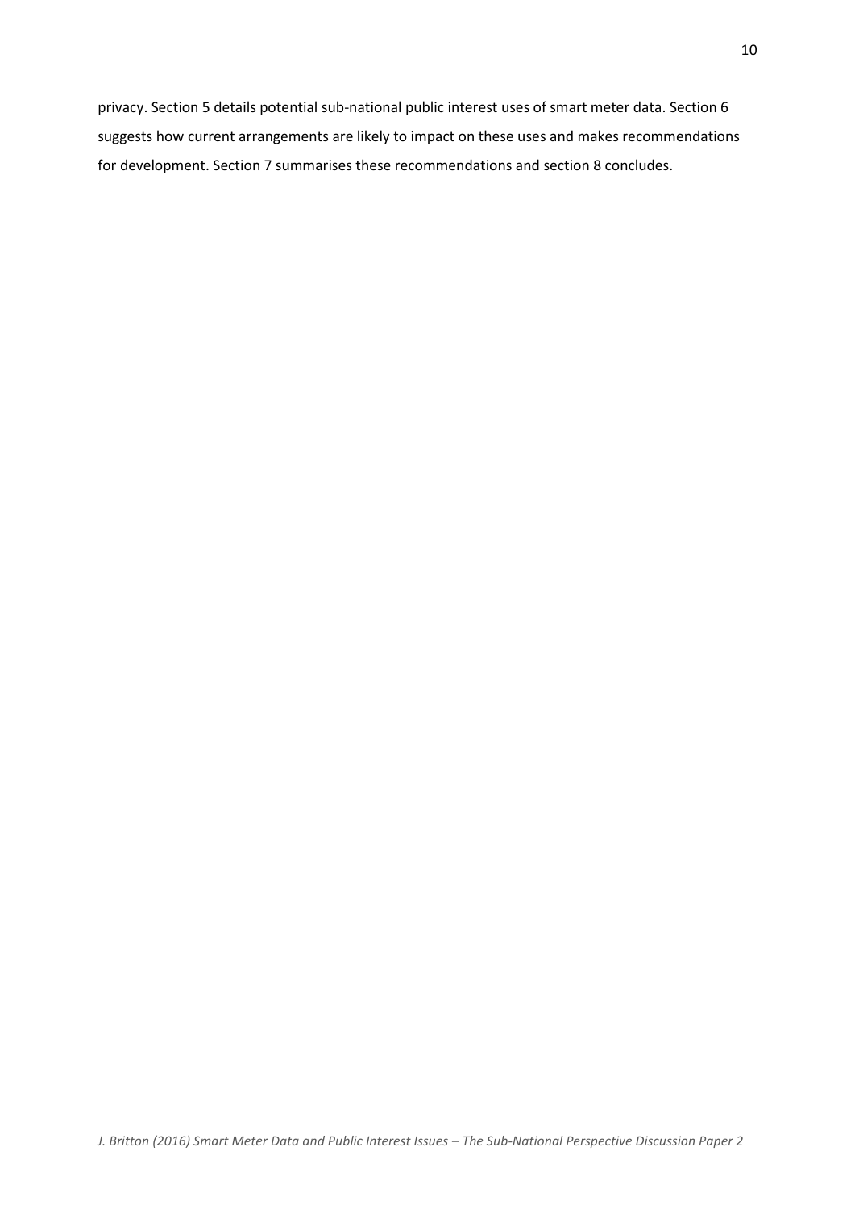privacy. Section 5 details potential sub-national public interest uses of smart meter data. Section 6 suggests how current arrangements are likely to impact on these uses and makes recommendations for development. Section 7 summarises these recommendations and section 8 concludes.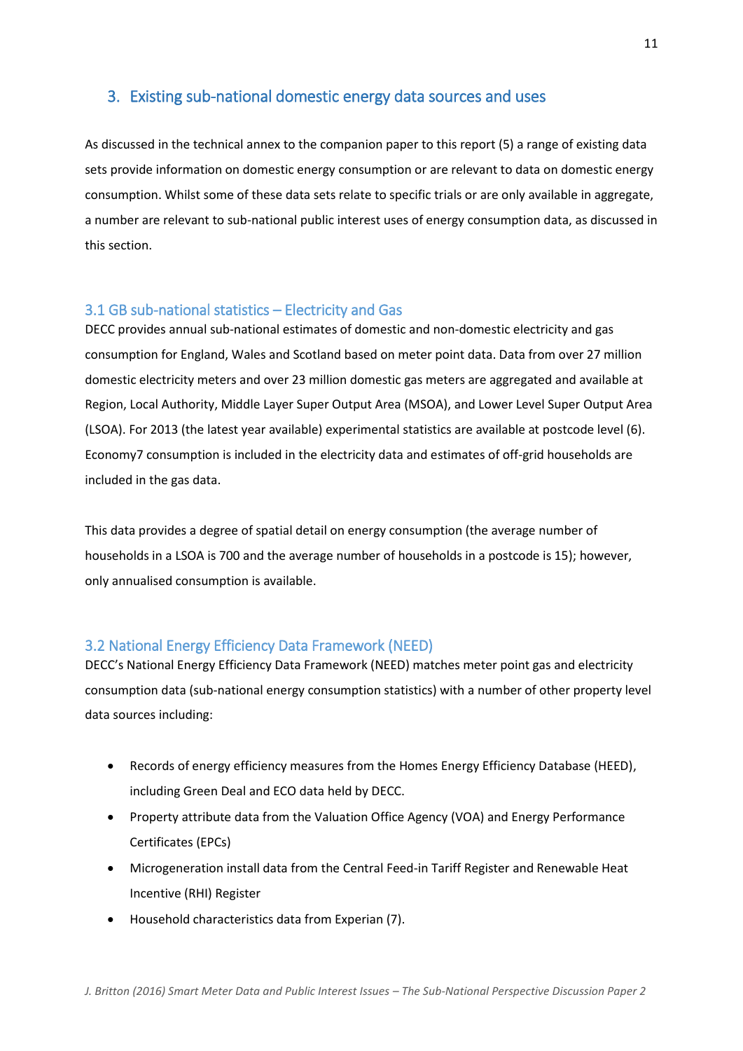## 3. Existing sub-national domestic energy data sources and uses

As discussed in the technical annex to the companion paper to this report (5) a range of existing data sets provide information on domestic energy consumption or are relevant to data on domestic energy consumption. Whilst some of these data sets relate to specific trials or are only available in aggregate, a number are relevant to sub-national public interest uses of energy consumption data, as discussed in this section.

### 3.1 GB sub-national statistics – Electricity and Gas

DECC provides annual sub-national estimates of domestic and non-domestic electricity and gas consumption for England, Wales and Scotland based on meter point data. Data from over 27 million domestic electricity meters and over 23 million domestic gas meters are aggregated and available at Region, Local Authority, Middle Layer Super Output Area (MSOA), and Lower Level Super Output Area (LSOA). For 2013 (the latest year available) experimental statistics are available at postcode level (6). Economy7 consumption is included in the electricity data and estimates of off-grid households are included in the gas data.

This data provides a degree of spatial detail on energy consumption (the average number of households in a LSOA is 700 and the average number of households in a postcode is 15); however, only annualised consumption is available.

### 3.2 National Energy Efficiency Data Framework (NEED)

DECC's National Energy Efficiency Data Framework (NEED) matches meter point gas and electricity consumption data (sub-national energy consumption statistics) with a number of other property level data sources including:

- Records of energy efficiency measures from the Homes Energy Efficiency Database (HEED), including Green Deal and ECO data held by DECC.
- Property attribute data from the Valuation Office Agency (VOA) and Energy Performance Certificates (EPCs)
- Microgeneration install data from the Central Feed-in Tariff Register and Renewable Heat Incentive (RHI) Register
- Household characteristics data from Experian (7).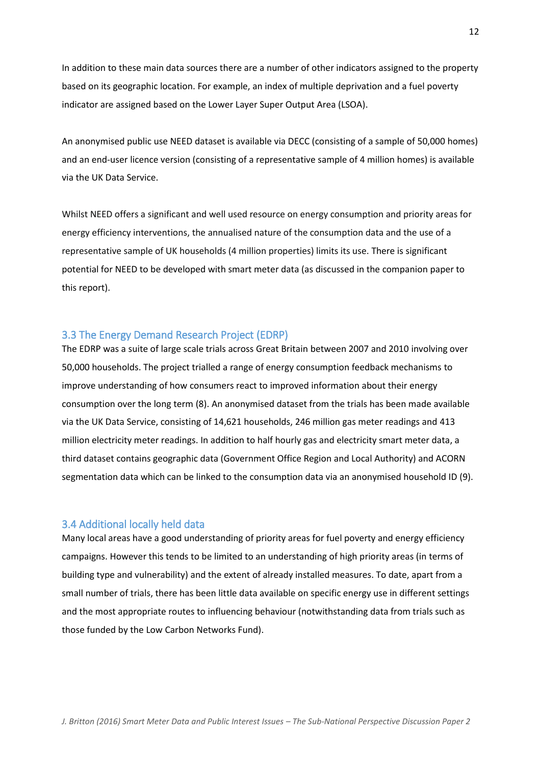In addition to these main data sources there are a number of other indicators assigned to the property based on its geographic location. For example, an index of multiple deprivation and a fuel poverty indicator are assigned based on the Lower Layer Super Output Area (LSOA).

An anonymised public use NEED dataset is available via DECC (consisting of a sample of 50,000 homes) and an end-user licence version (consisting of a representative sample of 4 million homes) is available via the UK Data Service.

Whilst NEED offers a significant and well used resource on energy consumption and priority areas for energy efficiency interventions, the annualised nature of the consumption data and the use of a representative sample of UK households (4 million properties) limits its use. There is significant potential for NEED to be developed with smart meter data (as discussed in the companion paper to this report).

### 3.3 The Energy Demand Research Project (EDRP)

The EDRP was a suite of large scale trials across Great Britain between 2007 and 2010 involving over 50,000 households. The project trialled a range of energy consumption feedback mechanisms to improve understanding of how consumers react to improved information about their energy consumption over the long term (8). An anonymised dataset from the trials has been made available via the UK Data Service, consisting of 14,621 households, 246 million gas meter readings and 413 million electricity meter readings. In addition to half hourly gas and electricity smart meter data, a third dataset contains geographic data (Government Office Region and Local Authority) and ACORN segmentation data which can be linked to the consumption data via an anonymised household ID (9).

### 3.4 Additional locally held data

Many local areas have a good understanding of priority areas for fuel poverty and energy efficiency campaigns. However this tends to be limited to an understanding of high priority areas (in terms of building type and vulnerability) and the extent of already installed measures. To date, apart from a small number of trials, there has been little data available on specific energy use in different settings and the most appropriate routes to influencing behaviour (notwithstanding data from trials such as those funded by the Low Carbon Networks Fund).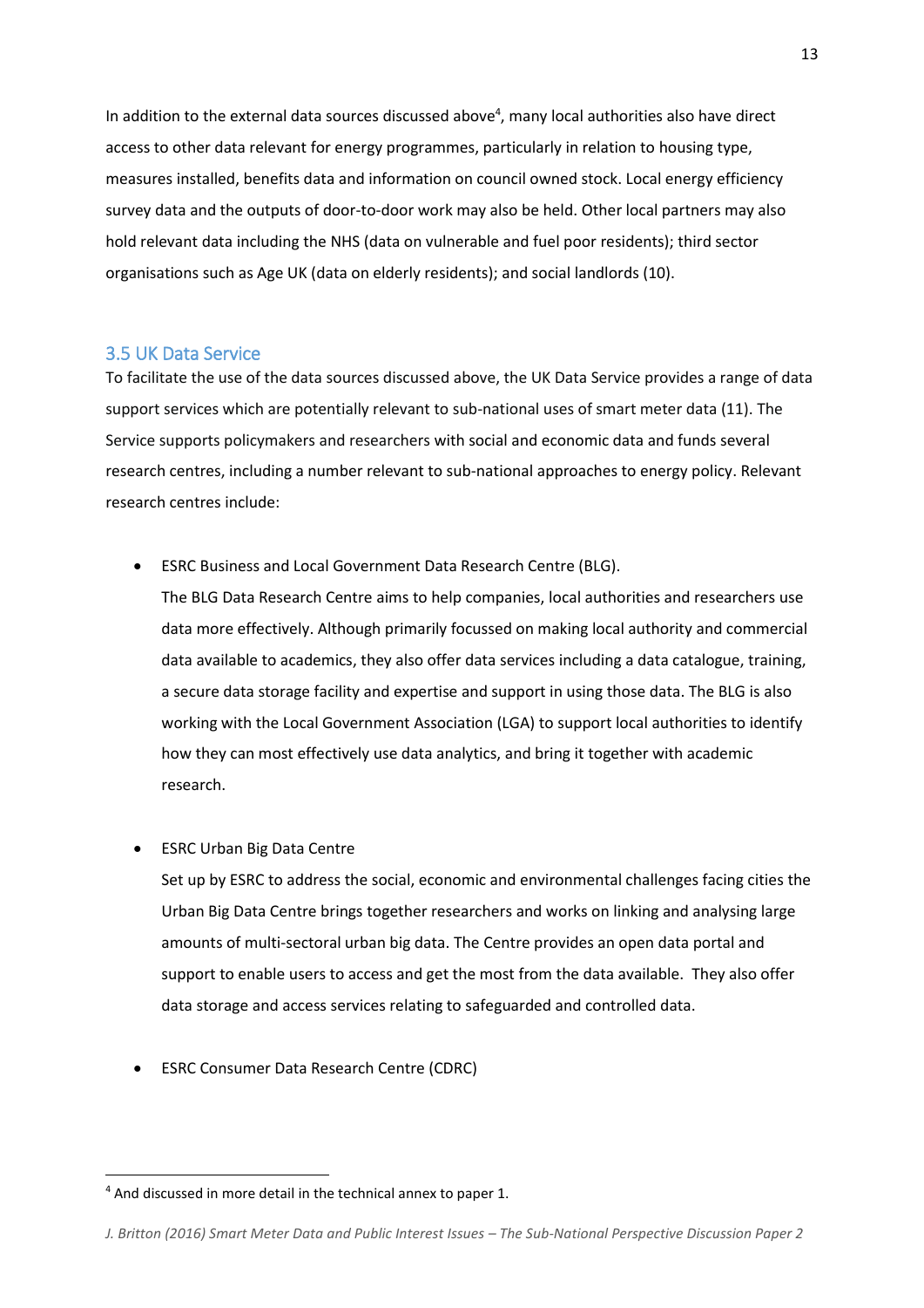In addition to the external data sources discussed above[4], many local authorities also have direct access to other data relevant for energy programmes, particularly in relation to housing type, measures installed, benefits data and information on council owned stock. Local energy efficiency survey data and the outputs of door-to-door work may also be held. Other local partners may also hold relevant data including the NHS (data on vulnerable and fuel poor residents); third sector organisations such as Age UK (data on elderly residents); and social landlords (10).

## 3.5 UK Data Service

To facilitate the use of the data sources discussed above, the UK Data Service provides a range of data support services which are potentially relevant to sub-national uses of smart meter data (11). The Service supports policymakers and researchers with social and economic data and funds several research centres, including a number relevant to sub-national approaches to energy policy. Relevant research centres include:

- ESRC Business and Local Government Data Research Centre (BLG).
  The BLG Data Research Centre aims to help companies, local authorities and researchers use data more effectively. Although primarily focussed on making local authority and commercial data available to academics, they also offer data services including a data catalogue, training, a secure data storage facility and expertise and support in using those data. The BLG is also working with the Local Government Association (LGA) to support local authorities to identify how they can most effectively use data analytics, and bring it together with academic research.

- ESRC Urban Big Data Centre
  Set up by ESRC to address the social, economic and environmental challenges facing cities the Urban Big Data Centre brings together researchers and works on linking and analysing large amounts of multi-sectoral urban big data. The Centre provides an open data portal and support to enable users to access and get the most from the data available. They also offer data storage and access services relating to safeguarded and controlled data.

- ESRC Consumer Data Research Centre (CDRC)

[4] And discussed in more detail in the technical annex to paper 1.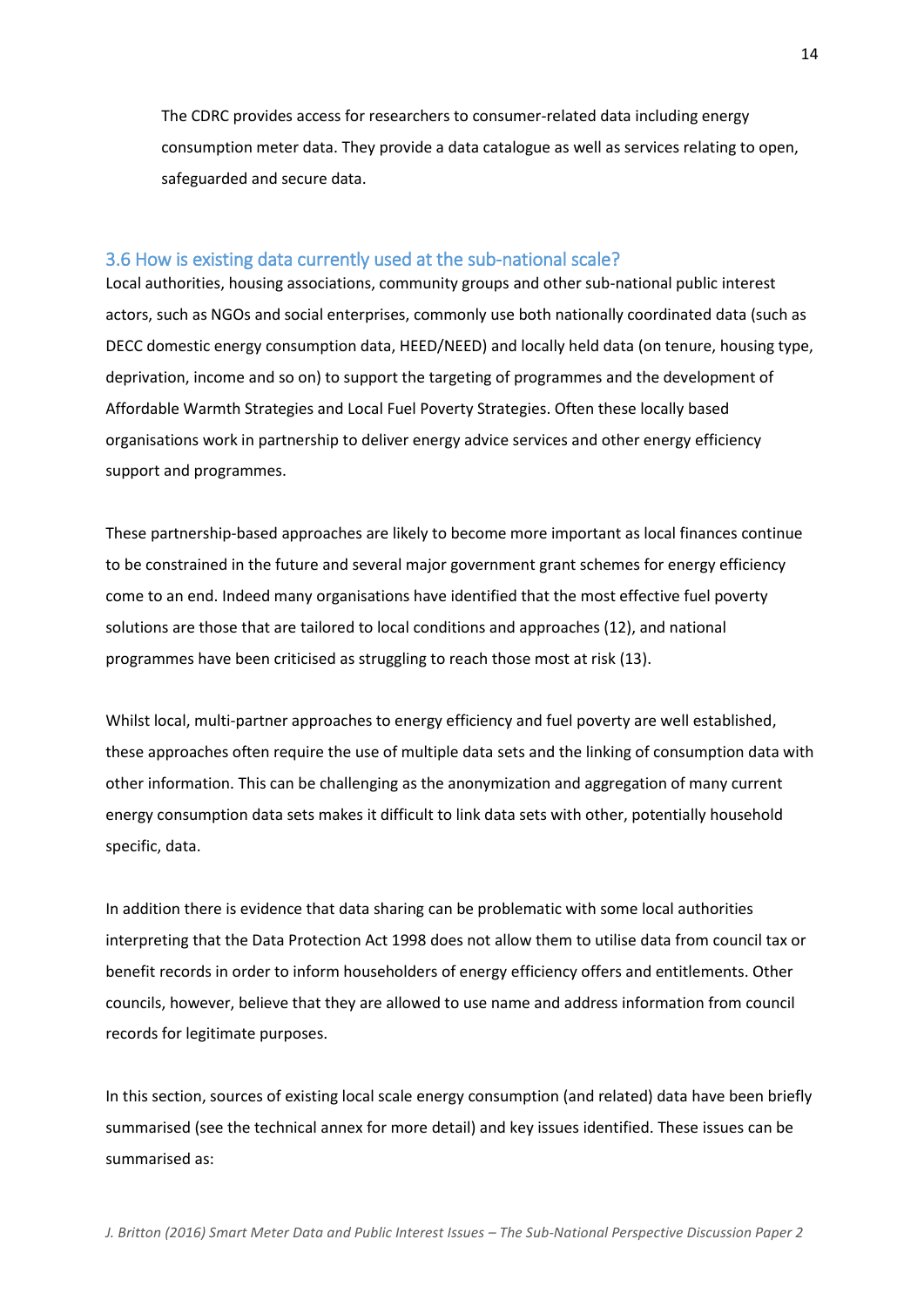The CDRC provides access for researchers to consumer-related data including energy consumption meter data. They provide a data catalogue as well as services relating to open, safeguarded and secure data.

### 3.6 How is existing data currently used at the sub-national scale?

Local authorities, housing associations, community groups and other sub-national public interest actors, such as NGOs and social enterprises, commonly use both nationally coordinated data (such as DECC domestic energy consumption data, HEED/NEED) and locally held data (on tenure, housing type, deprivation, income and so on) to support the targeting of programmes and the development of Affordable Warmth Strategies and Local Fuel Poverty Strategies. Often these locally based organisations work in partnership to deliver energy advice services and other energy efficiency support and programmes.

These partnership-based approaches are likely to become more important as local finances continue to be constrained in the future and several major government grant schemes for energy efficiency come to an end. Indeed many organisations have identified that the most effective fuel poverty solutions are those that are tailored to local conditions and approaches (12), and national programmes have been criticised as struggling to reach those most at risk (13).

Whilst local, multi-partner approaches to energy efficiency and fuel poverty are well established, these approaches often require the use of multiple data sets and the linking of consumption data with other information. This can be challenging as the anonymization and aggregation of many current energy consumption data sets makes it difficult to link data sets with other, potentially household specific, data.

In addition there is evidence that data sharing can be problematic with some local authorities interpreting that the Data Protection Act 1998 does not allow them to utilise data from council tax or benefit records in order to inform householders of energy efficiency offers and entitlements. Other councils, however, believe that they are allowed to use name and address information from council records for legitimate purposes.

In this section, sources of existing local scale energy consumption (and related) data have been briefly summarised (see the technical annex for more detail) and key issues identified. These issues can be summarised as: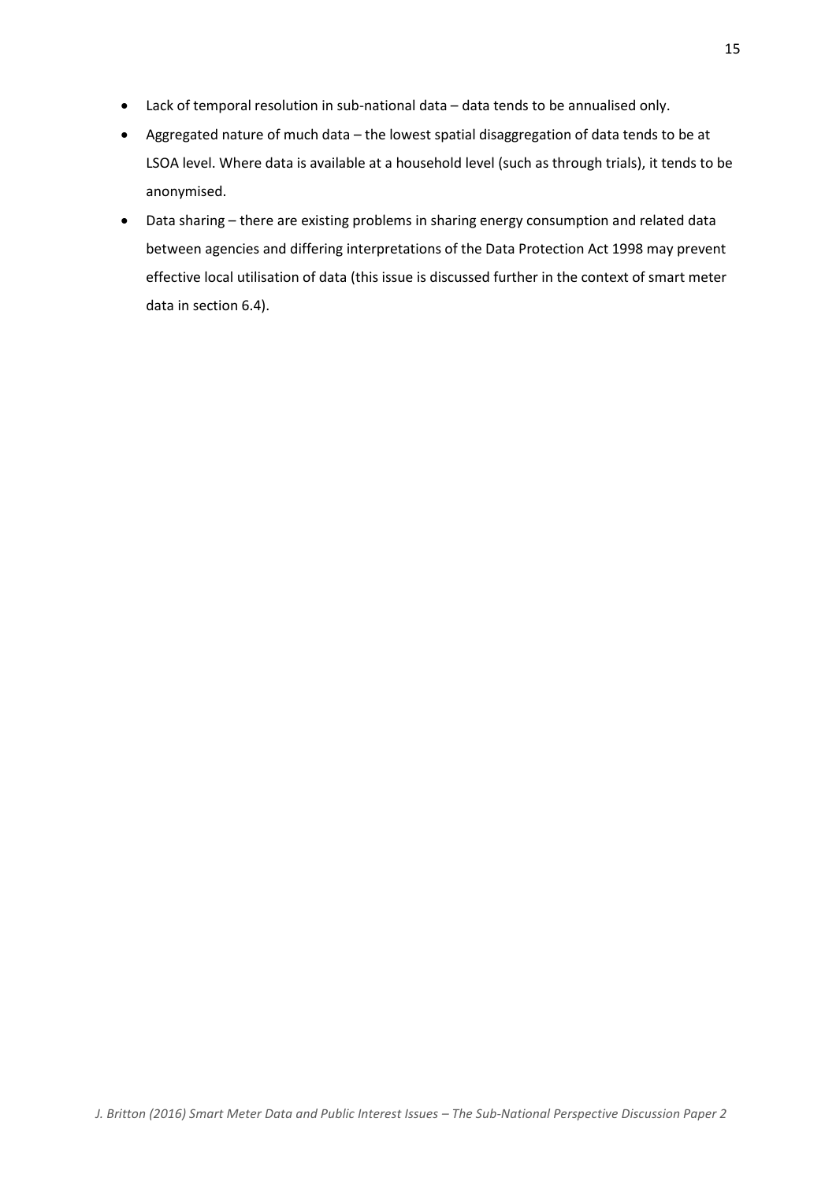- Lack of temporal resolution in sub-national data – data tends to be annualised only.
- Aggregated nature of much data – the lowest spatial disaggregation of data tends to be at LSOA level. Where data is available at a household level (such as through trials), it tends to be anonymised.
- Data sharing – there are existing problems in sharing energy consumption and related data between agencies and differing interpretations of the Data Protection Act 1998 may prevent effective local utilisation of data (this issue is discussed further in the context of smart meter data in section 6.4).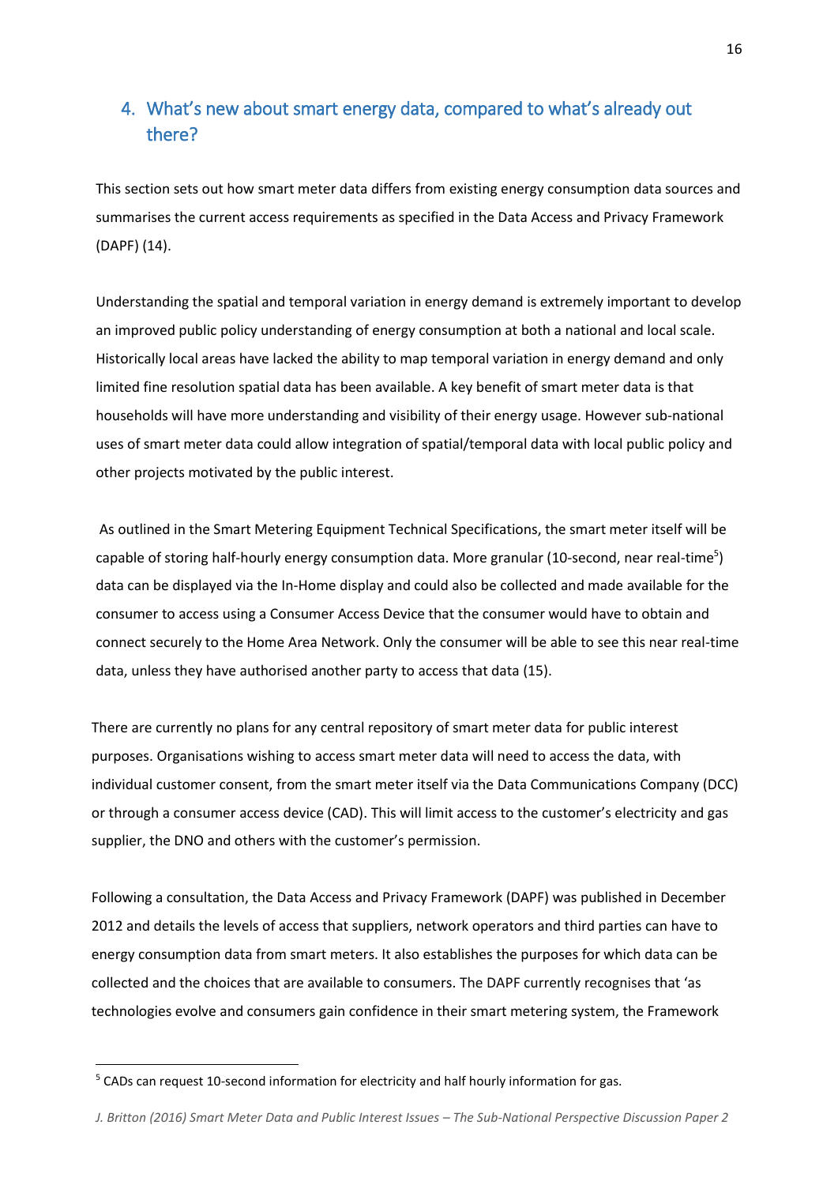## 4. What's new about smart energy data, compared to what's already out there?

This section sets out how smart meter data differs from existing energy consumption data sources and summarises the current access requirements as specified in the Data Access and Privacy Framework (DAPF) (14).

Understanding the spatial and temporal variation in energy demand is extremely important to develop an improved public policy understanding of energy consumption at both a national and local scale. Historically local areas have lacked the ability to map temporal variation in energy demand and only limited fine resolution spatial data has been available. A key benefit of smart meter data is that households will have more understanding and visibility of their energy usage. However sub-national uses of smart meter data could allow integration of spatial/temporal data with local public policy and other projects motivated by the public interest.

As outlined in the Smart Metering Equipment Technical Specifications, the smart meter itself will be capable of storing half-hourly energy consumption data. More granular (10-second, near real-time[5]) data can be displayed via the In-Home display and could also be collected and made available for the consumer to access using a Consumer Access Device that the consumer would have to obtain and connect securely to the Home Area Network. Only the consumer will be able to see this near real-time data, unless they have authorised another party to access that data (15).

There are currently no plans for any central repository of smart meter data for public interest purposes. Organisations wishing to access smart meter data will need to access the data, with individual customer consent, from the smart meter itself via the Data Communications Company (DCC) or through a consumer access device (CAD). This will limit access to the customer's electricity and gas supplier, the DNO and others with the customer's permission.

Following a consultation, the Data Access and Privacy Framework (DAPF) was published in December 2012 and details the levels of access that suppliers, network operators and third parties can have to energy consumption data from smart meters. It also establishes the purposes for which data can be collected and the choices that are available to consumers. The DAPF currently recognises that 'as technologies evolve and consumers gain confidence in their smart metering system, the Framework

[5] CADs can request 10-second information for electricity and half hourly information for gas.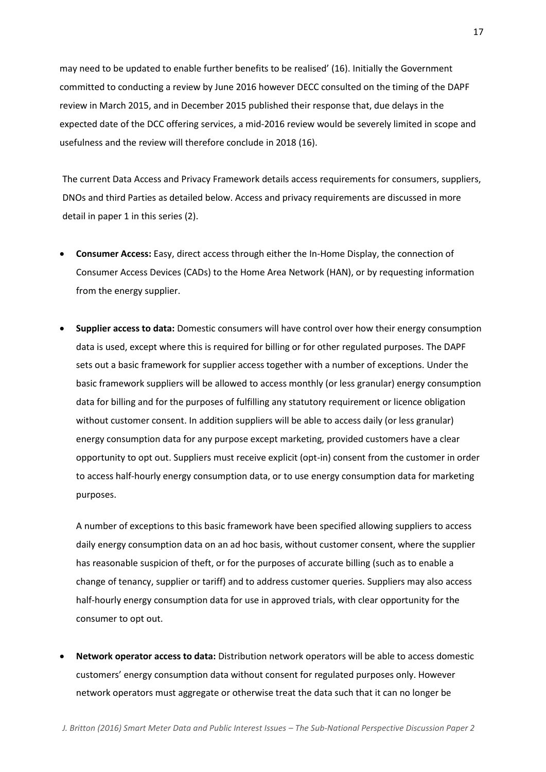may need to be updated to enable further benefits to be realised' (16). Initially the Government committed to conducting a review by June 2016 however DECC consulted on the timing of the DAPF review in March 2015, and in December 2015 published their response that, due delays in the expected date of the DCC offering services, a mid-2016 review would be severely limited in scope and usefulness and the review will therefore conclude in 2018 (16).

The current Data Access and Privacy Framework details access requirements for consumers, suppliers, DNOs and third Parties as detailed below. Access and privacy requirements are discussed in more detail in paper 1 in this series (2).

- **Consumer Access:** Easy, direct access through either the In-Home Display, the connection of Consumer Access Devices (CADs) to the Home Area Network (HAN), or by requesting information from the energy supplier.

- **Supplier access to data:** Domestic consumers will have control over how their energy consumption data is used, except where this is required for billing or for other regulated purposes. The DAPF sets out a basic framework for supplier access together with a number of exceptions. Under the basic framework suppliers will be allowed to access monthly (or less granular) energy consumption data for billing and for the purposes of fulfilling any statutory requirement or licence obligation without customer consent. In addition suppliers will be able to access daily (or less granular) energy consumption data for any purpose except marketing, provided customers have a clear opportunity to opt out. Suppliers must receive explicit (opt-in) consent from the customer in order to access half-hourly energy consumption data, or to use energy consumption data for marketing purposes.

  A number of exceptions to this basic framework have been specified allowing suppliers to access daily energy consumption data on an ad hoc basis, without customer consent, where the supplier has reasonable suspicion of theft, or for the purposes of accurate billing (such as to enable a change of tenancy, supplier or tariff) and to address customer queries. Suppliers may also access half-hourly energy consumption data for use in approved trials, with clear opportunity for the consumer to opt out.

- **Network operator access to data:** Distribution network operators will be able to access domestic customers' energy consumption data without consent for regulated purposes only. However network operators must aggregate or otherwise treat the data such that it can no longer be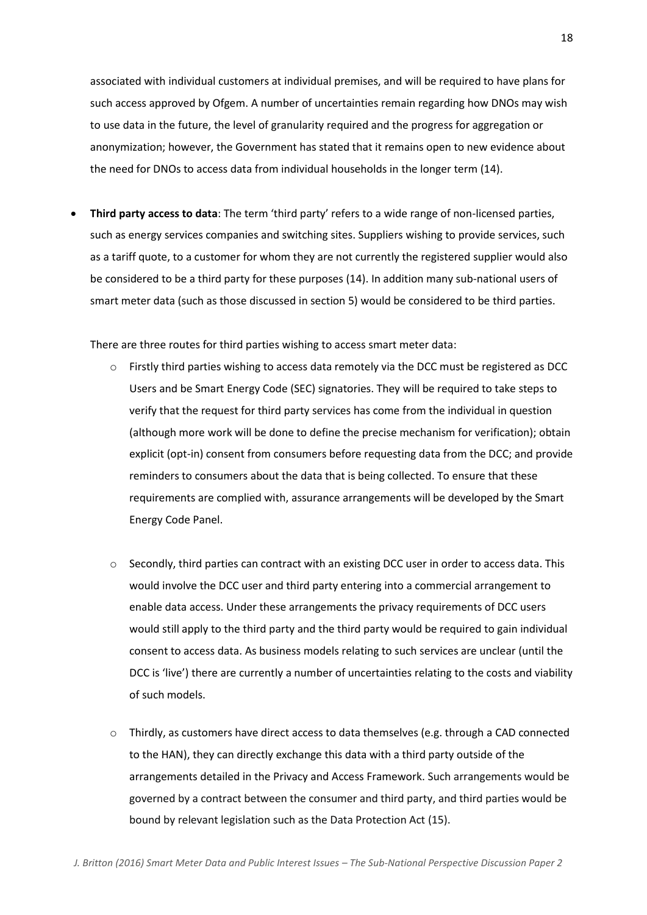associated with individual customers at individual premises, and will be required to have plans for such access approved by Ofgem. A number of uncertainties remain regarding how DNOs may wish to use data in the future, the level of granularity required and the progress for aggregation or anonymization; however, the Government has stated that it remains open to new evidence about the need for DNOs to access data from individual households in the longer term (14).

- **Third party access to data**: The term 'third party' refers to a wide range of non-licensed parties, such as energy services companies and switching sites. Suppliers wishing to provide services, such as a tariff quote, to a customer for whom they are not currently the registered supplier would also be considered to be a third party for these purposes (14). In addition many sub-national users of smart meter data (such as those discussed in section 5) would be considered to be third parties.

  There are three routes for third parties wishing to access smart meter data:

  - Firstly third parties wishing to access data remotely via the DCC must be registered as DCC Users and be Smart Energy Code (SEC) signatories. They will be required to take steps to verify that the request for third party services has come from the individual in question (although more work will be done to define the precise mechanism for verification); obtain explicit (opt-in) consent from consumers before requesting data from the DCC; and provide reminders to consumers about the data that is being collected. To ensure that these requirements are complied with, assurance arrangements will be developed by the Smart Energy Code Panel.

  - Secondly, third parties can contract with an existing DCC user in order to access data. This would involve the DCC user and third party entering into a commercial arrangement to enable data access. Under these arrangements the privacy requirements of DCC users would still apply to the third party and the third party would be required to gain individual consent to access data. As business models relating to such services are unclear (until the DCC is 'live') there are currently a number of uncertainties relating to the costs and viability of such models.

  - Thirdly, as customers have direct access to data themselves (e.g. through a CAD connected to the HAN), they can directly exchange this data with a third party outside of the arrangements detailed in the Privacy and Access Framework. Such arrangements would be governed by a contract between the consumer and third party, and third parties would be bound by relevant legislation such as the Data Protection Act (15).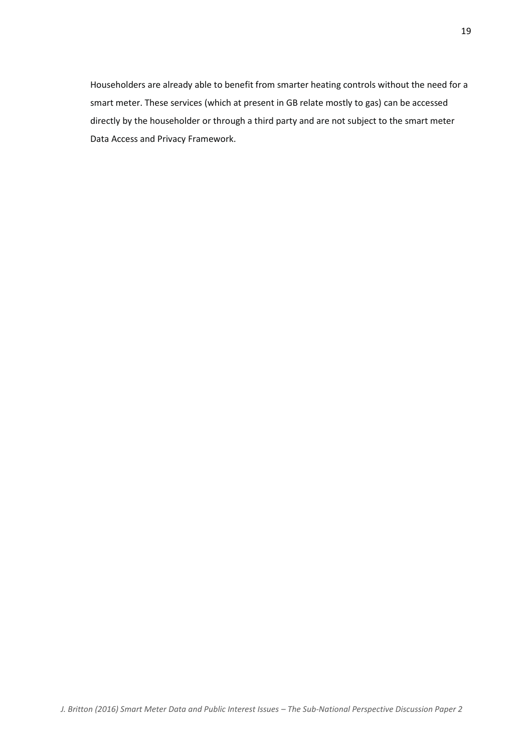Householders are already able to benefit from smarter heating controls without the need for a smart meter. These services (which at present in GB relate mostly to gas) can be accessed directly by the householder or through a third party and are not subject to the smart meter Data Access and Privacy Framework.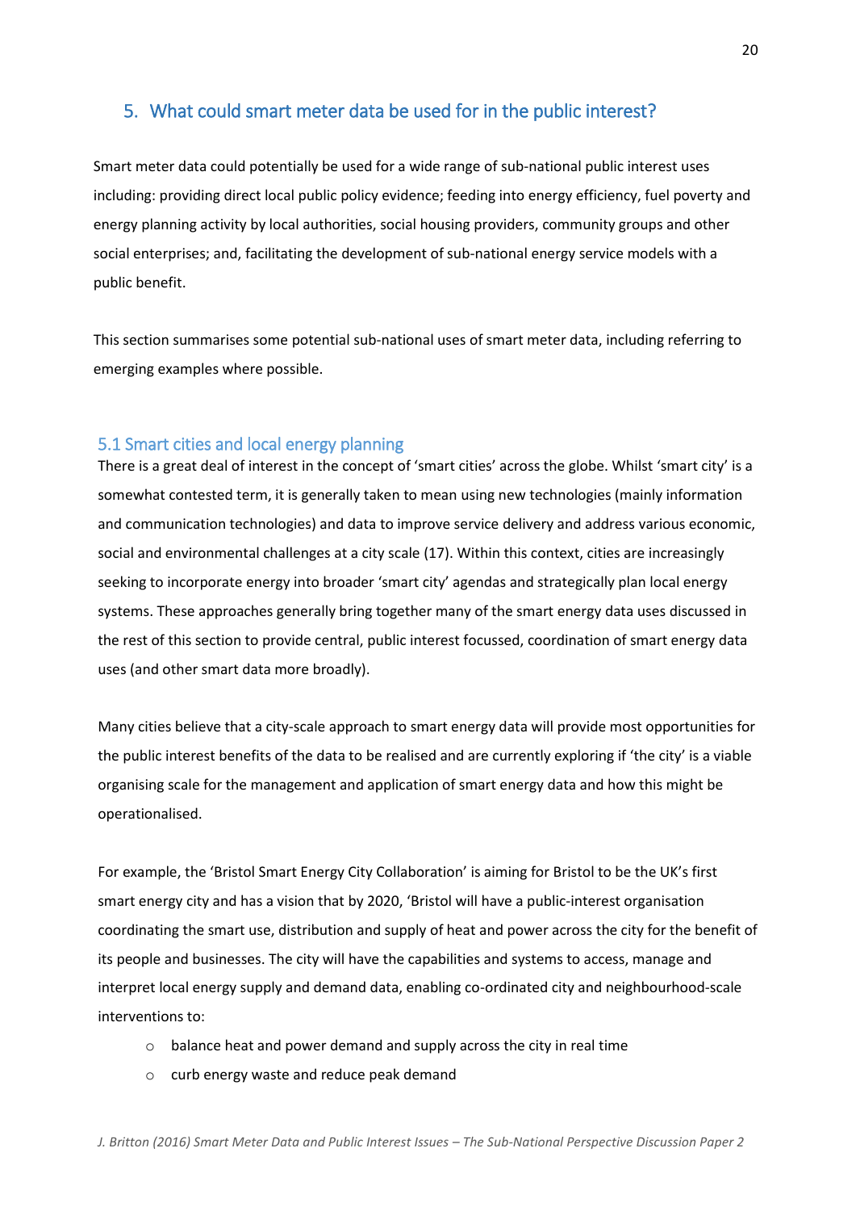## 5. What could smart meter data be used for in the public interest?

Smart meter data could potentially be used for a wide range of sub-national public interest uses including: providing direct local public policy evidence; feeding into energy efficiency, fuel poverty and energy planning activity by local authorities, social housing providers, community groups and other social enterprises; and, facilitating the development of sub-national energy service models with a public benefit.

This section summarises some potential sub-national uses of smart meter data, including referring to emerging examples where possible.

### 5.1 Smart cities and local energy planning

There is a great deal of interest in the concept of 'smart cities' across the globe. Whilst 'smart city' is a somewhat contested term, it is generally taken to mean using new technologies (mainly information and communication technologies) and data to improve service delivery and address various economic, social and environmental challenges at a city scale (17). Within this context, cities are increasingly seeking to incorporate energy into broader 'smart city' agendas and strategically plan local energy systems. These approaches generally bring together many of the smart energy data uses discussed in the rest of this section to provide central, public interest focussed, coordination of smart energy data uses (and other smart data more broadly).

Many cities believe that a city-scale approach to smart energy data will provide most opportunities for the public interest benefits of the data to be realised and are currently exploring if 'the city' is a viable organising scale for the management and application of smart energy data and how this might be operationalised.

For example, the 'Bristol Smart Energy City Collaboration' is aiming for Bristol to be the UK's first smart energy city and has a vision that by 2020, 'Bristol will have a public-interest organisation coordinating the smart use, distribution and supply of heat and power across the city for the benefit of its people and businesses. The city will have the capabilities and systems to access, manage and interpret local energy supply and demand data, enabling co-ordinated city and neighbourhood-scale interventions to:

- balance heat and power demand and supply across the city in real time
- curb energy waste and reduce peak demand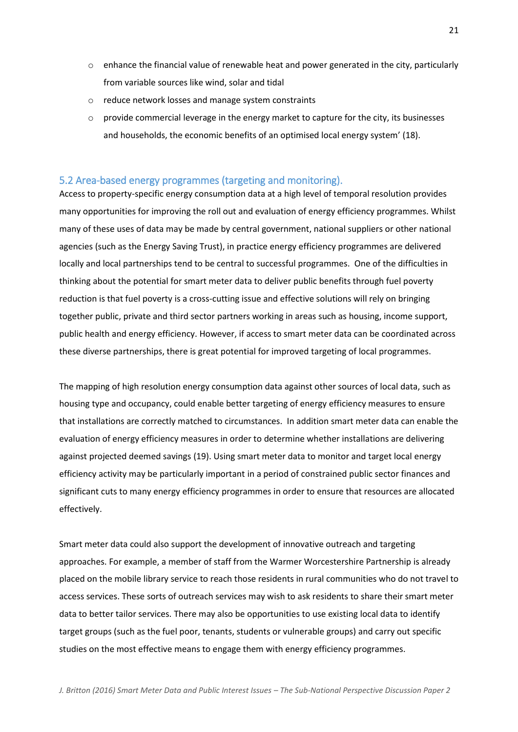- enhance the financial value of renewable heat and power generated in the city, particularly from variable sources like wind, solar and tidal
- reduce network losses and manage system constraints
- provide commercial leverage in the energy market to capture for the city, its businesses and households, the economic benefits of an optimised local energy system' (18).

## 5.2 Area-based energy programmes (targeting and monitoring).

Access to property-specific energy consumption data at a high level of temporal resolution provides many opportunities for improving the roll out and evaluation of energy efficiency programmes. Whilst many of these uses of data may be made by central government, national suppliers or other national agencies (such as the Energy Saving Trust), in practice energy efficiency programmes are delivered locally and local partnerships tend to be central to successful programmes. One of the difficulties in thinking about the potential for smart meter data to deliver public benefits through fuel poverty reduction is that fuel poverty is a cross-cutting issue and effective solutions will rely on bringing together public, private and third sector partners working in areas such as housing, income support, public health and energy efficiency. However, if access to smart meter data can be coordinated across these diverse partnerships, there is great potential for improved targeting of local programmes.

The mapping of high resolution energy consumption data against other sources of local data, such as housing type and occupancy, could enable better targeting of energy efficiency measures to ensure that installations are correctly matched to circumstances. In addition smart meter data can enable the evaluation of energy efficiency measures in order to determine whether installations are delivering against projected deemed savings (19). Using smart meter data to monitor and target local energy efficiency activity may be particularly important in a period of constrained public sector finances and significant cuts to many energy efficiency programmes in order to ensure that resources are allocated effectively.

Smart meter data could also support the development of innovative outreach and targeting approaches. For example, a member of staff from the Warmer Worcestershire Partnership is already placed on the mobile library service to reach those residents in rural communities who do not travel to access services. These sorts of outreach services may wish to ask residents to share their smart meter data to better tailor services. There may also be opportunities to use existing local data to identify target groups (such as the fuel poor, tenants, students or vulnerable groups) and carry out specific studies on the most effective means to engage them with energy efficiency programmes.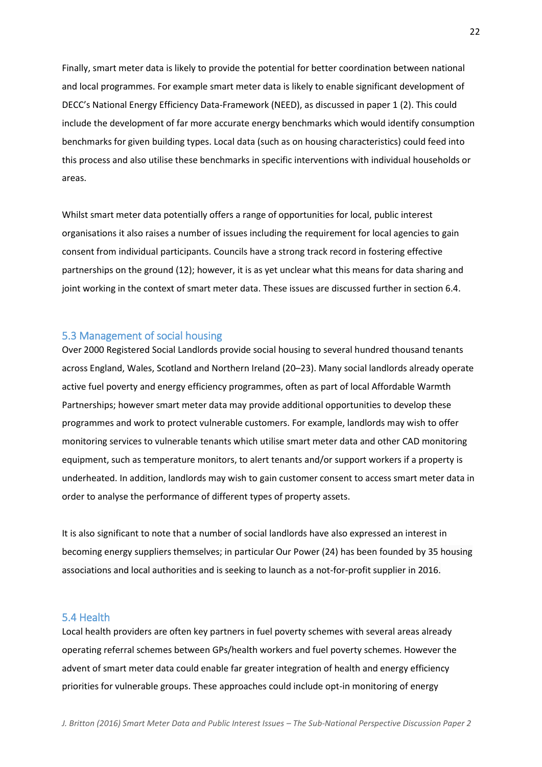Finally, smart meter data is likely to provide the potential for better coordination between national and local programmes. For example smart meter data is likely to enable significant development of DECC's National Energy Efficiency Data-Framework (NEED), as discussed in paper 1 (2). This could include the development of far more accurate energy benchmarks which would identify consumption benchmarks for given building types. Local data (such as on housing characteristics) could feed into this process and also utilise these benchmarks in specific interventions with individual households or areas.

Whilst smart meter data potentially offers a range of opportunities for local, public interest organisations it also raises a number of issues including the requirement for local agencies to gain consent from individual participants. Councils have a strong track record in fostering effective partnerships on the ground (12); however, it is as yet unclear what this means for data sharing and joint working in the context of smart meter data. These issues are discussed further in section 6.4.

## 5.3 Management of social housing

Over 2000 Registered Social Landlords provide social housing to several hundred thousand tenants across England, Wales, Scotland and Northern Ireland (20–23). Many social landlords already operate active fuel poverty and energy efficiency programmes, often as part of local Affordable Warmth Partnerships; however smart meter data may provide additional opportunities to develop these programmes and work to protect vulnerable customers. For example, landlords may wish to offer monitoring services to vulnerable tenants which utilise smart meter data and other CAD monitoring equipment, such as temperature monitors, to alert tenants and/or support workers if a property is underheated. In addition, landlords may wish to gain customer consent to access smart meter data in order to analyse the performance of different types of property assets.

It is also significant to note that a number of social landlords have also expressed an interest in becoming energy suppliers themselves; in particular Our Power (24) has been founded by 35 housing associations and local authorities and is seeking to launch as a not-for-profit supplier in 2016.

## 5.4 Health

Local health providers are often key partners in fuel poverty schemes with several areas already operating referral schemes between GPs/health workers and fuel poverty schemes. However the advent of smart meter data could enable far greater integration of health and energy efficiency priorities for vulnerable groups. These approaches could include opt-in monitoring of energy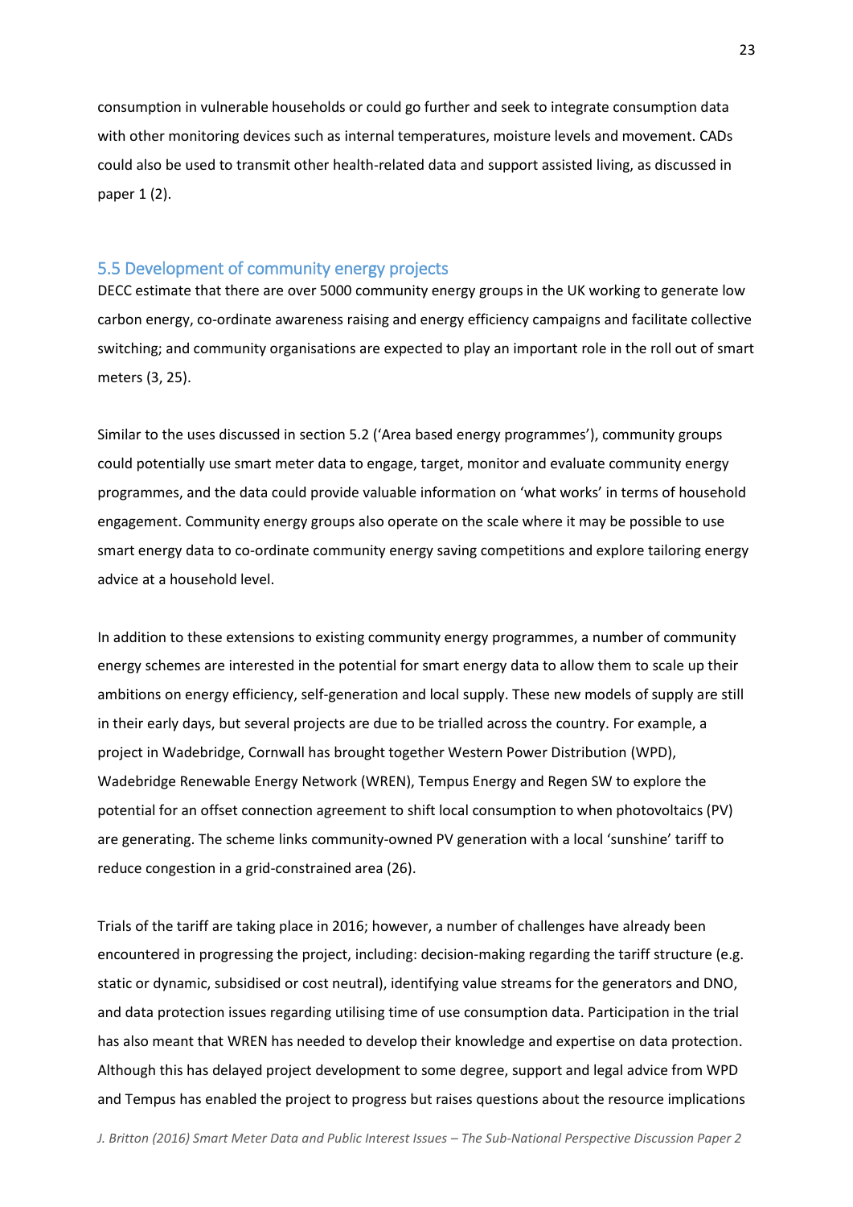consumption in vulnerable households or could go further and seek to integrate consumption data with other monitoring devices such as internal temperatures, moisture levels and movement. CADs could also be used to transmit other health-related data and support assisted living, as discussed in paper 1 (2).

## 5.5 Development of community energy projects

DECC estimate that there are over 5000 community energy groups in the UK working to generate low carbon energy, co-ordinate awareness raising and energy efficiency campaigns and facilitate collective switching; and community organisations are expected to play an important role in the roll out of smart meters (3, 25).

Similar to the uses discussed in section 5.2 ('Area based energy programmes'), community groups could potentially use smart meter data to engage, target, monitor and evaluate community energy programmes, and the data could provide valuable information on 'what works' in terms of household engagement. Community energy groups also operate on the scale where it may be possible to use smart energy data to co-ordinate community energy saving competitions and explore tailoring energy advice at a household level.

In addition to these extensions to existing community energy programmes, a number of community energy schemes are interested in the potential for smart energy data to allow them to scale up their ambitions on energy efficiency, self-generation and local supply. These new models of supply are still in their early days, but several projects are due to be trialled across the country. For example, a project in Wadebridge, Cornwall has brought together Western Power Distribution (WPD), Wadebridge Renewable Energy Network (WREN), Tempus Energy and Regen SW to explore the potential for an offset connection agreement to shift local consumption to when photovoltaics (PV) are generating. The scheme links community-owned PV generation with a local 'sunshine' tariff to reduce congestion in a grid-constrained area (26).

Trials of the tariff are taking place in 2016; however, a number of challenges have already been encountered in progressing the project, including: decision-making regarding the tariff structure (e.g. static or dynamic, subsidised or cost neutral), identifying value streams for the generators and DNO, and data protection issues regarding utilising time of use consumption data. Participation in the trial has also meant that WREN has needed to develop their knowledge and expertise on data protection. Although this has delayed project development to some degree, support and legal advice from WPD and Tempus has enabled the project to progress but raises questions about the resource implications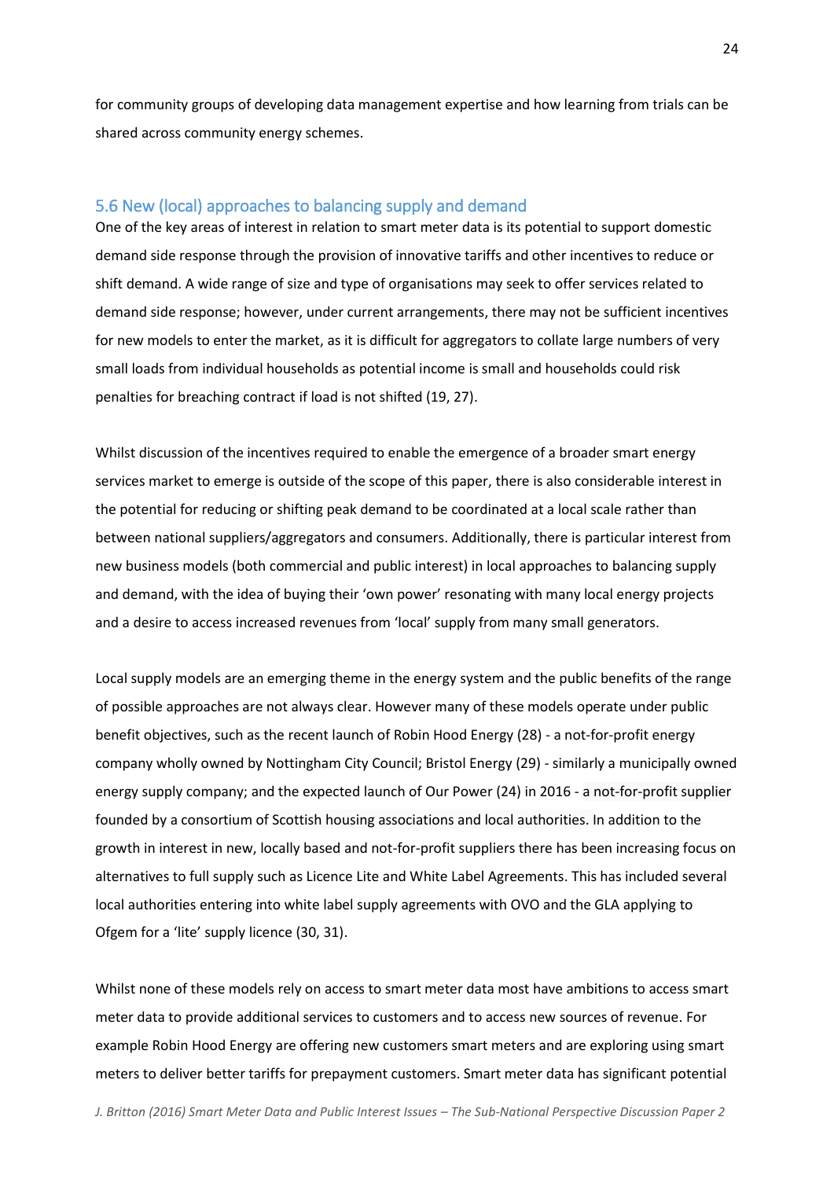for community groups of developing data management expertise and how learning from trials can be shared across community energy schemes.

## 5.6 New (local) approaches to balancing supply and demand

One of the key areas of interest in relation to smart meter data is its potential to support domestic demand side response through the provision of innovative tariffs and other incentives to reduce or shift demand. A wide range of size and type of organisations may seek to offer services related to demand side response; however, under current arrangements, there may not be sufficient incentives for new models to enter the market, as it is difficult for aggregators to collate large numbers of very small loads from individual households as potential income is small and households could risk penalties for breaching contract if load is not shifted (19, 27).

Whilst discussion of the incentives required to enable the emergence of a broader smart energy services market to emerge is outside of the scope of this paper, there is also considerable interest in the potential for reducing or shifting peak demand to be coordinated at a local scale rather than between national suppliers/aggregators and consumers. Additionally, there is particular interest from new business models (both commercial and public interest) in local approaches to balancing supply and demand, with the idea of buying their 'own power' resonating with many local energy projects and a desire to access increased revenues from 'local' supply from many small generators.

Local supply models are an emerging theme in the energy system and the public benefits of the range of possible approaches are not always clear. However many of these models operate under public benefit objectives, such as the recent launch of Robin Hood Energy (28) - a not-for-profit energy company wholly owned by Nottingham City Council; Bristol Energy (29) - similarly a municipally owned energy supply company; and the expected launch of Our Power (24) in 2016 - a not-for-profit supplier founded by a consortium of Scottish housing associations and local authorities. In addition to the growth in interest in new, locally based and not-for-profit suppliers there has been increasing focus on alternatives to full supply such as Licence Lite and White Label Agreements. This has included several local authorities entering into white label supply agreements with OVO and the GLA applying to Ofgem for a 'lite' supply licence (30, 31).

Whilst none of these models rely on access to smart meter data most have ambitions to access smart meter data to provide additional services to customers and to access new sources of revenue. For example Robin Hood Energy are offering new customers smart meters and are exploring using smart meters to deliver better tariffs for prepayment customers. Smart meter data has significant potential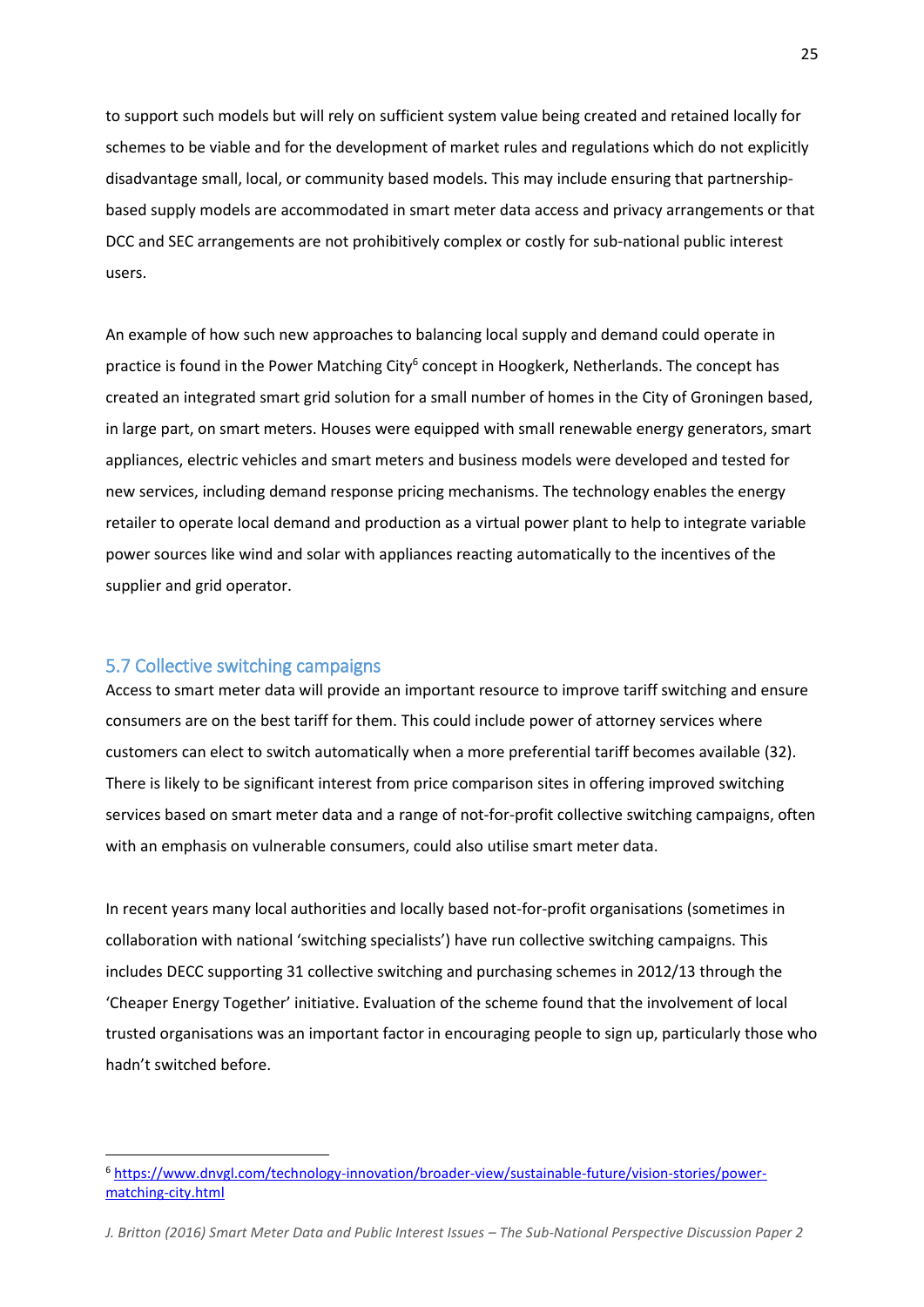to support such models but will rely on sufficient system value being created and retained locally for schemes to be viable and for the development of market rules and regulations which do not explicitly disadvantage small, local, or community based models. This may include ensuring that partnership-based supply models are accommodated in smart meter data access and privacy arrangements or that DCC and SEC arrangements are not prohibitively complex or costly for sub-national public interest users.

An example of how such new approaches to balancing local supply and demand could operate in practice is found in the Power Matching City[6] concept in Hoogkerk, Netherlands. The concept has created an integrated smart grid solution for a small number of homes in the City of Groningen based, in large part, on smart meters. Houses were equipped with small renewable energy generators, smart appliances, electric vehicles and smart meters and business models were developed and tested for new services, including demand response pricing mechanisms. The technology enables the energy retailer to operate local demand and production as a virtual power plant to help to integrate variable power sources like wind and solar with appliances reacting automatically to the incentives of the supplier and grid operator.

## 5.7 Collective switching campaigns

Access to smart meter data will provide an important resource to improve tariff switching and ensure consumers are on the best tariff for them. This could include power of attorney services where customers can elect to switch automatically when a more preferential tariff becomes available (32). There is likely to be significant interest from price comparison sites in offering improved switching services based on smart meter data and a range of not-for-profit collective switching campaigns, often with an emphasis on vulnerable consumers, could also utilise smart meter data.

In recent years many local authorities and locally based not-for-profit organisations (sometimes in collaboration with national 'switching specialists') have run collective switching campaigns. This includes DECC supporting 31 collective switching and purchasing schemes in 2012/13 through the 'Cheaper Energy Together' initiative. Evaluation of the scheme found that the involvement of local trusted organisations was an important factor in encouraging people to sign up, particularly those who hadn't switched before.

---

[6] https://www.dnvgl.com/technology-innovation/broader-view/sustainable-future/vision-stories/power-matching-city.html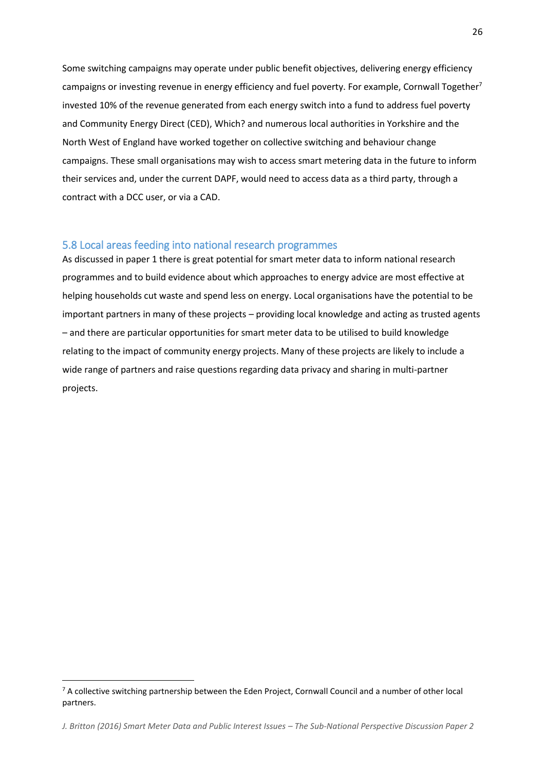Some switching campaigns may operate under public benefit objectives, delivering energy efficiency campaigns or investing revenue in energy efficiency and fuel poverty. For example, Cornwall Together[7] invested 10% of the revenue generated from each energy switch into a fund to address fuel poverty and Community Energy Direct (CED), Which? and numerous local authorities in Yorkshire and the North West of England have worked together on collective switching and behaviour change campaigns. These small organisations may wish to access smart metering data in the future to inform their services and, under the current DAPF, would need to access data as a third party, through a contract with a DCC user, or via a CAD.

## 5.8 Local areas feeding into national research programmes

As discussed in paper 1 there is great potential for smart meter data to inform national research programmes and to build evidence about which approaches to energy advice are most effective at helping households cut waste and spend less on energy. Local organisations have the potential to be important partners in many of these projects – providing local knowledge and acting as trusted agents – and there are particular opportunities for smart meter data to be utilised to build knowledge relating to the impact of community energy projects. Many of these projects are likely to include a wide range of partners and raise questions regarding data privacy and sharing in multi-partner projects.

[7] A collective switching partnership between the Eden Project, Cornwall Council and a number of other local partners.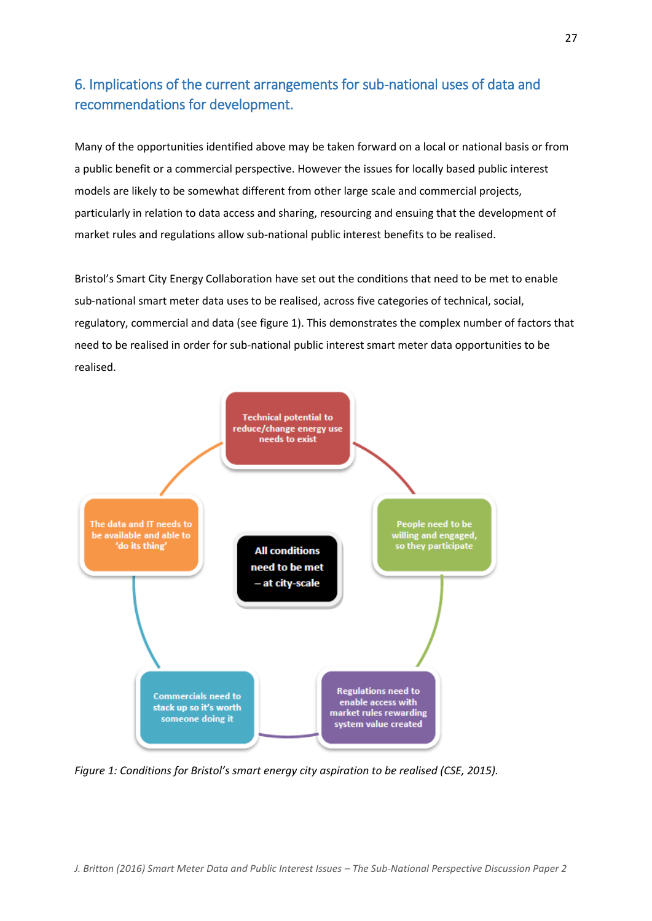## 6. Implications of the current arrangements for sub-national uses of data and recommendations for development.

Many of the opportunities identified above may be taken forward on a local or national basis or from a public benefit or a commercial perspective. However the issues for locally based public interest models are likely to be somewhat different from other large scale and commercial projects, particularly in relation to data access and sharing, resourcing and ensuing that the development of market rules and regulations allow sub-national public interest benefits to be realised.

Bristol's Smart City Energy Collaboration have set out the conditions that need to be met to enable sub-national smart meter data uses to be realised, across five categories of technical, social, regulatory, commercial and data (see figure 1). This demonstrates the complex number of factors that need to be realised in order for sub-national public interest smart meter data opportunities to be realised.

- Technical potential to reduce/change energy use needs to exist
- People need to be willing and engaged, so they participate
- Regulations need to enable access with market rules rewarding system value created
- Commercials need to stack up so it's worth someone doing it
- The data and IT needs to be available and able to 'do its thing'

All conditions need to be met – at city-scale

*Figure 1: Conditions for Bristol's smart energy city aspiration to be realised (CSE, 2015).*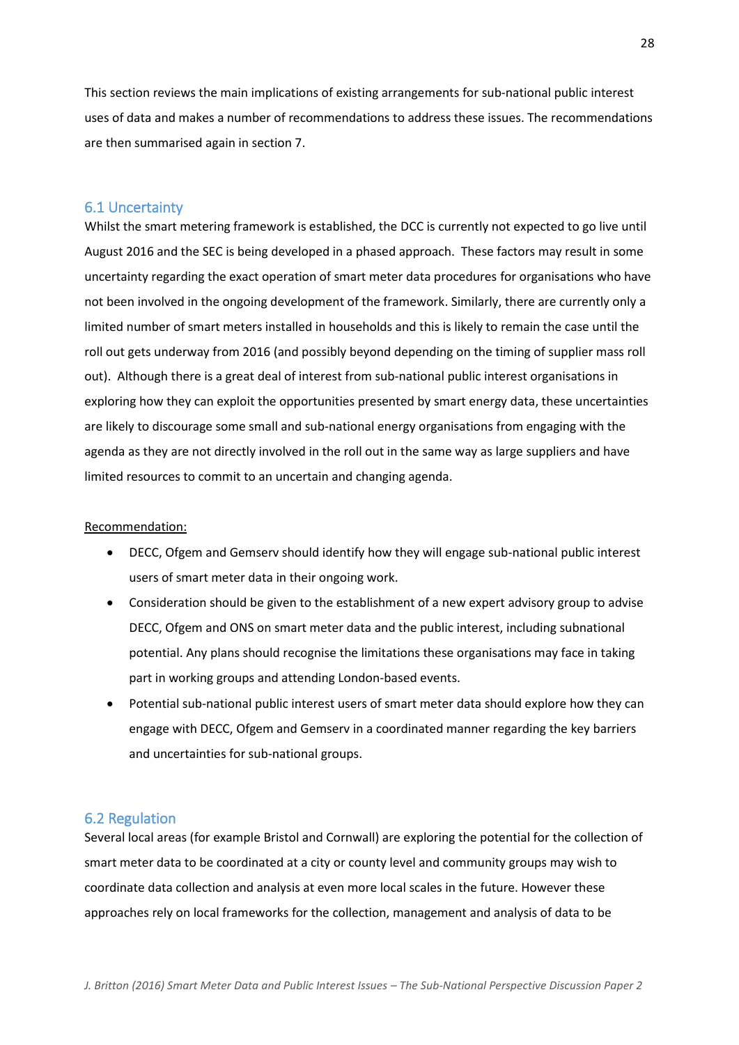This section reviews the main implications of existing arrangements for sub-national public interest uses of data and makes a number of recommendations to address these issues. The recommendations are then summarised again in section 7.

## 6.1 Uncertainty

Whilst the smart metering framework is established, the DCC is currently not expected to go live until August 2016 and the SEC is being developed in a phased approach. These factors may result in some uncertainty regarding the exact operation of smart meter data procedures for organisations who have not been involved in the ongoing development of the framework. Similarly, there are currently only a limited number of smart meters installed in households and this is likely to remain the case until the roll out gets underway from 2016 (and possibly beyond depending on the timing of supplier mass roll out). Although there is a great deal of interest from sub-national public interest organisations in exploring how they can exploit the opportunities presented by smart energy data, these uncertainties are likely to discourage some small and sub-national energy organisations from engaging with the agenda as they are not directly involved in the roll out in the same way as large suppliers and have limited resources to commit to an uncertain and changing agenda.

<u>Recommendation:</u>

- DECC, Ofgem and Gemserv should identify how they will engage sub-national public interest users of smart meter data in their ongoing work.
- Consideration should be given to the establishment of a new expert advisory group to advise DECC, Ofgem and ONS on smart meter data and the public interest, including subnational potential. Any plans should recognise the limitations these organisations may face in taking part in working groups and attending London-based events.
- Potential sub-national public interest users of smart meter data should explore how they can engage with DECC, Ofgem and Gemserv in a coordinated manner regarding the key barriers and uncertainties for sub-national groups.

## 6.2 Regulation

Several local areas (for example Bristol and Cornwall) are exploring the potential for the collection of smart meter data to be coordinated at a city or county level and community groups may wish to coordinate data collection and analysis at even more local scales in the future. However these approaches rely on local frameworks for the collection, management and analysis of data to be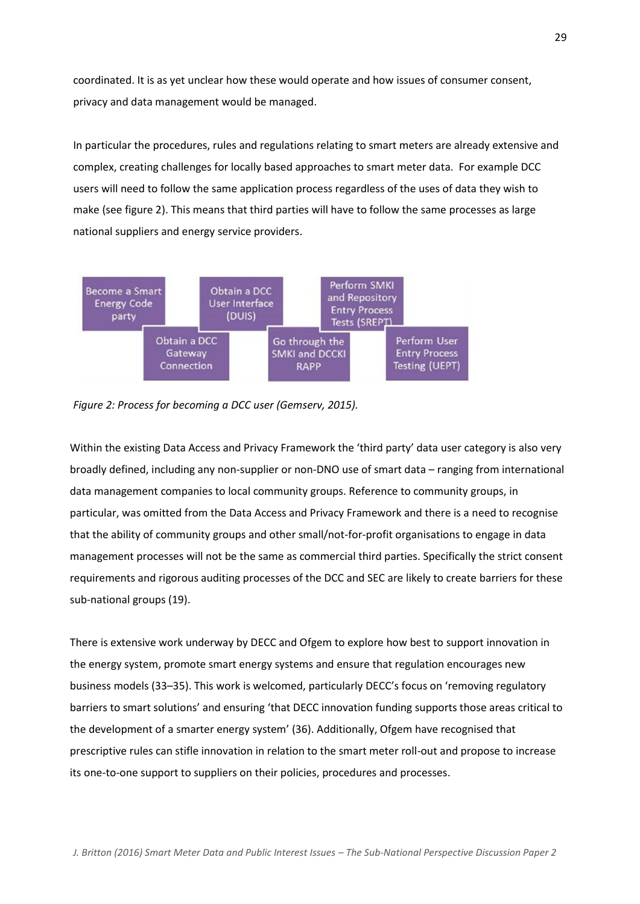coordinated. It is as yet unclear how these would operate and how issues of consumer consent, privacy and data management would be managed.

In particular the procedures, rules and regulations relating to smart meters are already extensive and complex, creating challenges for locally based approaches to smart meter data. For example DCC users will need to follow the same application process regardless of the uses of data they wish to make (see figure 2). This means that third parties will have to follow the same processes as large national suppliers and energy service providers.

- Become a Smart Energy Code party
- Obtain a DCC Gateway Connection
- Obtain a DCC User Interface (DUIS)
- Go through the SMKI and DCCKI RAPP
- Perform SMKI and Repository Entry Process Tests (SREPT)
- Perform User Entry Process Testing (UEPT)

*Figure 2: Process for becoming a DCC user (Gemserv, 2015).*

Within the existing Data Access and Privacy Framework the 'third party' data user category is also very broadly defined, including any non-supplier or non-DNO use of smart data – ranging from international data management companies to local community groups. Reference to community groups, in particular, was omitted from the Data Access and Privacy Framework and there is a need to recognise that the ability of community groups and other small/not-for-profit organisations to engage in data management processes will not be the same as commercial third parties. Specifically the strict consent requirements and rigorous auditing processes of the DCC and SEC are likely to create barriers for these sub-national groups (19).

There is extensive work underway by DECC and Ofgem to explore how best to support innovation in the energy system, promote smart energy systems and ensure that regulation encourages new business models (33–35). This work is welcomed, particularly DECC's focus on 'removing regulatory barriers to smart solutions' and ensuring 'that DECC innovation funding supports those areas critical to the development of a smarter energy system' (36). Additionally, Ofgem have recognised that prescriptive rules can stifle innovation in relation to the smart meter roll-out and propose to increase its one-to-one support to suppliers on their policies, procedures and processes.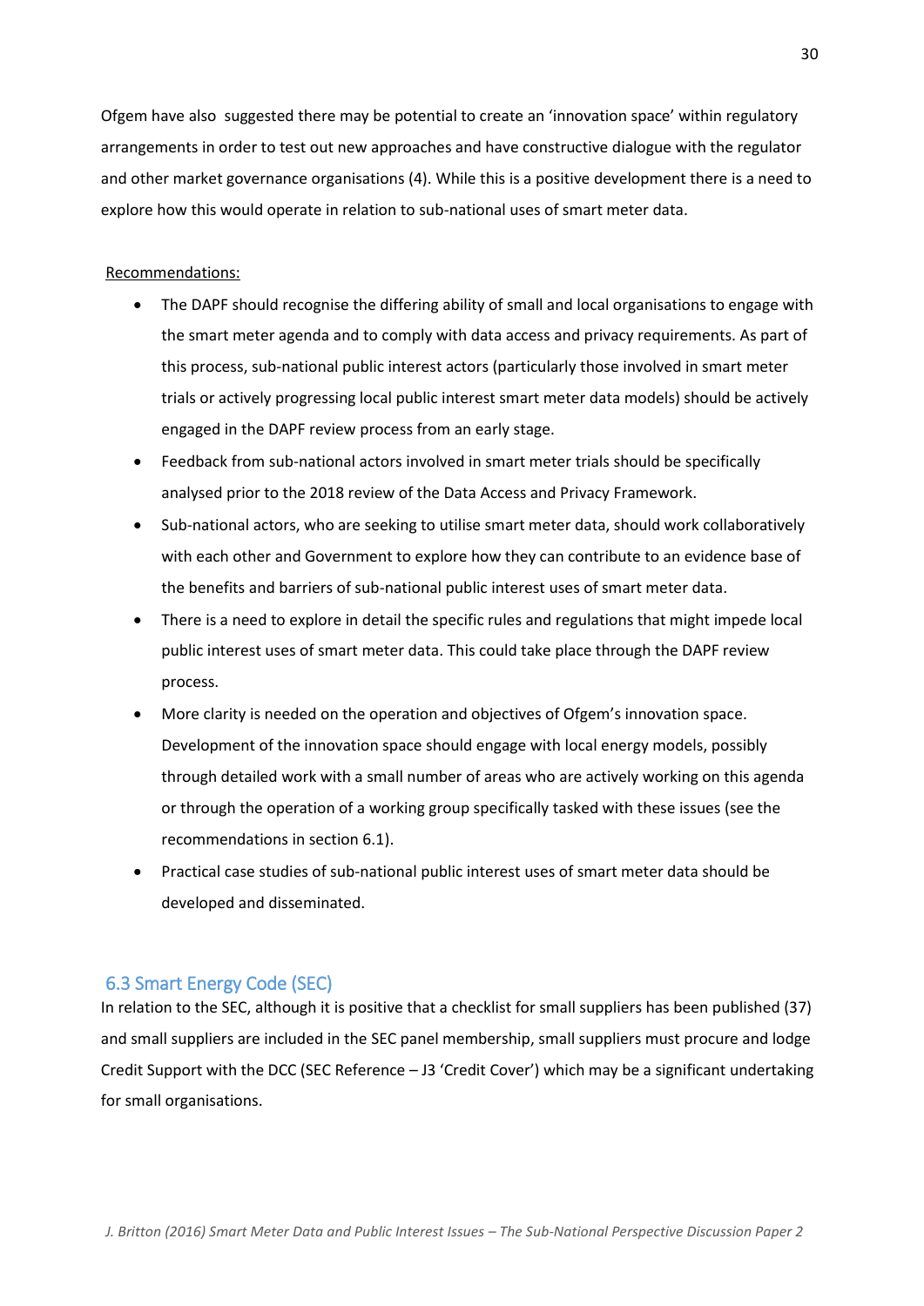Ofgem have also suggested there may be potential to create an 'innovation space' within regulatory arrangements in order to test out new approaches and have constructive dialogue with the regulator and other market governance organisations (4). While this is a positive development there is a need to explore how this would operate in relation to sub-national uses of smart meter data.

Recommendations:

- The DAPF should recognise the differing ability of small and local organisations to engage with the smart meter agenda and to comply with data access and privacy requirements. As part of this process, sub-national public interest actors (particularly those involved in smart meter trials or actively progressing local public interest smart meter data models) should be actively engaged in the DAPF review process from an early stage.
- Feedback from sub-national actors involved in smart meter trials should be specifically analysed prior to the 2018 review of the Data Access and Privacy Framework.
- Sub-national actors, who are seeking to utilise smart meter data, should work collaboratively with each other and Government to explore how they can contribute to an evidence base of the benefits and barriers of sub-national public interest uses of smart meter data.
- There is a need to explore in detail the specific rules and regulations that might impede local public interest uses of smart meter data. This could take place through the DAPF review process.
- More clarity is needed on the operation and objectives of Ofgem's innovation space. Development of the innovation space should engage with local energy models, possibly through detailed work with a small number of areas who are actively working on this agenda or through the operation of a working group specifically tasked with these issues (see the recommendations in section 6.1).
- Practical case studies of sub-national public interest uses of smart meter data should be developed and disseminated.

## 6.3 Smart Energy Code (SEC)

In relation to the SEC, although it is positive that a checklist for small suppliers has been published (37) and small suppliers are included in the SEC panel membership, small suppliers must procure and lodge Credit Support with the DCC (SEC Reference – J3 'Credit Cover') which may be a significant undertaking for small organisations.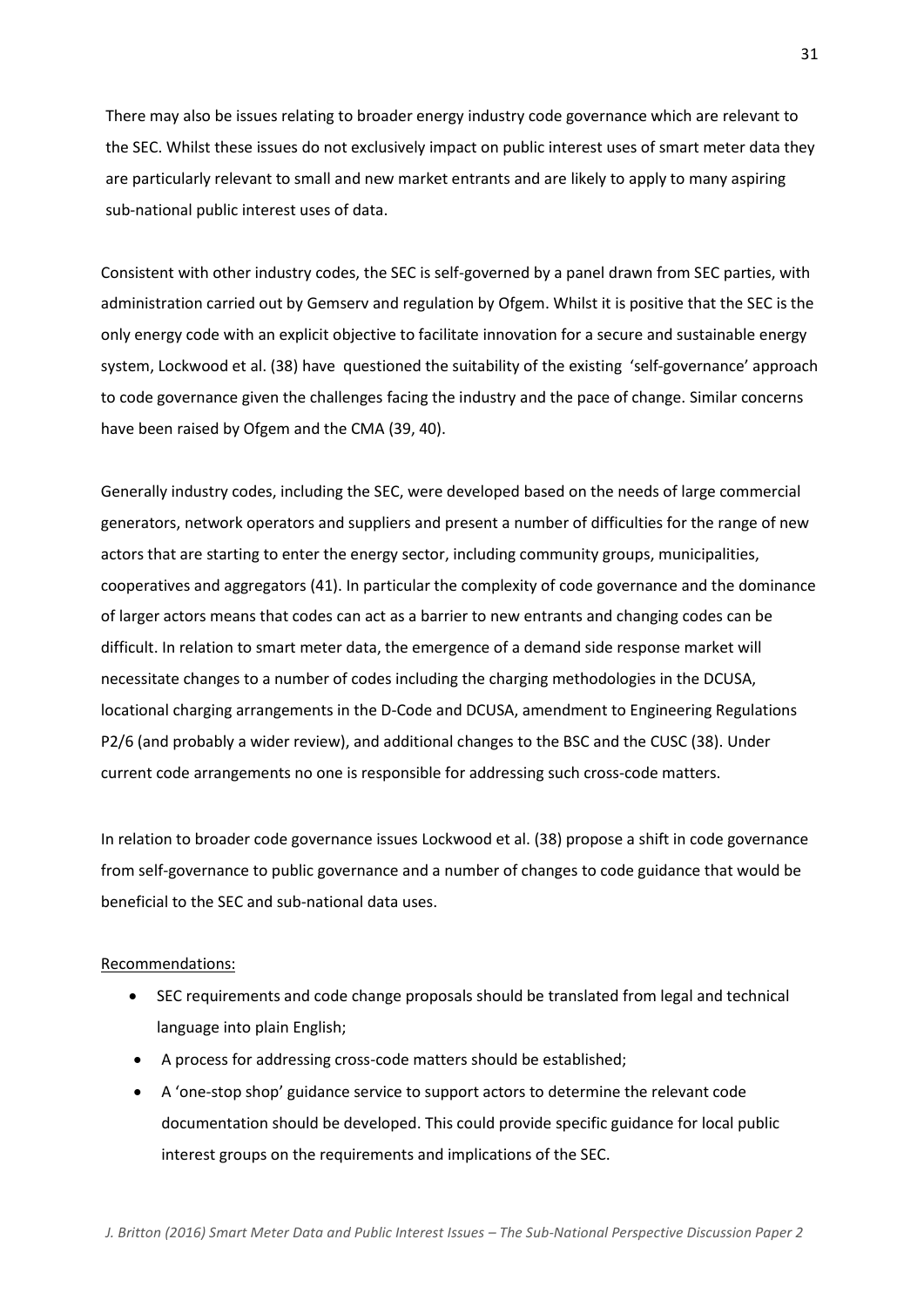There may also be issues relating to broader energy industry code governance which are relevant to the SEC. Whilst these issues do not exclusively impact on public interest uses of smart meter data they are particularly relevant to small and new market entrants and are likely to apply to many aspiring sub-national public interest uses of data.

Consistent with other industry codes, the SEC is self-governed by a panel drawn from SEC parties, with administration carried out by Gemserv and regulation by Ofgem. Whilst it is positive that the SEC is the only energy code with an explicit objective to facilitate innovation for a secure and sustainable energy system, Lockwood et al. (38) have questioned the suitability of the existing 'self-governance' approach to code governance given the challenges facing the industry and the pace of change. Similar concerns have been raised by Ofgem and the CMA (39, 40).

Generally industry codes, including the SEC, were developed based on the needs of large commercial generators, network operators and suppliers and present a number of difficulties for the range of new actors that are starting to enter the energy sector, including community groups, municipalities, cooperatives and aggregators (41). In particular the complexity of code governance and the dominance of larger actors means that codes can act as a barrier to new entrants and changing codes can be difficult. In relation to smart meter data, the emergence of a demand side response market will necessitate changes to a number of codes including the charging methodologies in the DCUSA, locational charging arrangements in the D-Code and DCUSA, amendment to Engineering Regulations P2/6 (and probably a wider review), and additional changes to the BSC and the CUSC (38). Under current code arrangements no one is responsible for addressing such cross-code matters.

In relation to broader code governance issues Lockwood et al. (38) propose a shift in code governance from self-governance to public governance and a number of changes to code guidance that would be beneficial to the SEC and sub-national data uses.

Recommendations:

- SEC requirements and code change proposals should be translated from legal and technical language into plain English;
- A process for addressing cross-code matters should be established;
- A 'one-stop shop' guidance service to support actors to determine the relevant code documentation should be developed. This could provide specific guidance for local public interest groups on the requirements and implications of the SEC.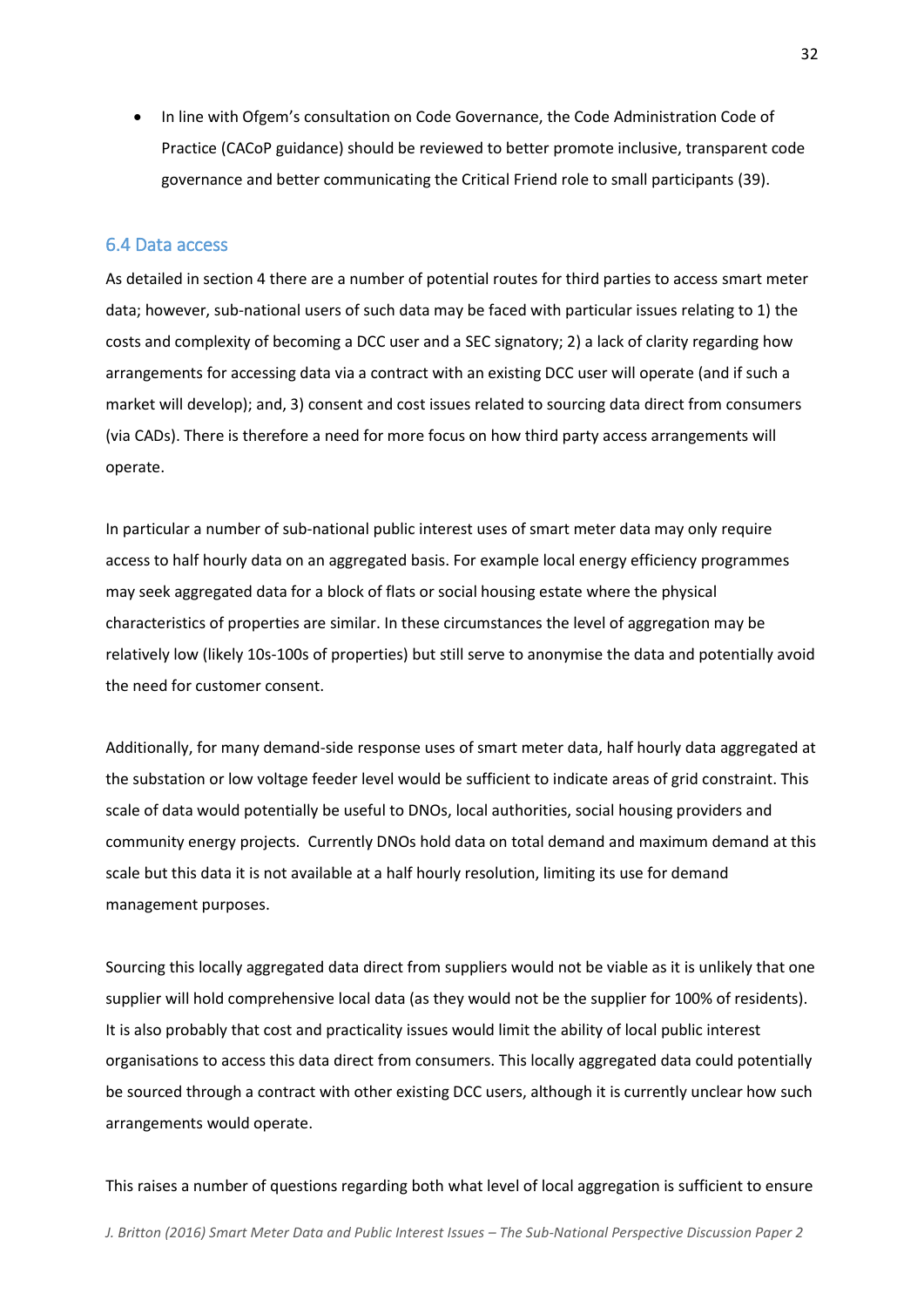- In line with Ofgem's consultation on Code Governance, the Code Administration Code of Practice (CACoP guidance) should be reviewed to better promote inclusive, transparent code governance and better communicating the Critical Friend role to small participants (39).

### 6.4 Data access

As detailed in section 4 there are a number of potential routes for third parties to access smart meter data; however, sub-national users of such data may be faced with particular issues relating to 1) the costs and complexity of becoming a DCC user and a SEC signatory; 2) a lack of clarity regarding how arrangements for accessing data via a contract with an existing DCC user will operate (and if such a market will develop); and, 3) consent and cost issues related to sourcing data direct from consumers (via CADs). There is therefore a need for more focus on how third party access arrangements will operate.

In particular a number of sub-national public interest uses of smart meter data may only require access to half hourly data on an aggregated basis. For example local energy efficiency programmes may seek aggregated data for a block of flats or social housing estate where the physical characteristics of properties are similar. In these circumstances the level of aggregation may be relatively low (likely 10s-100s of properties) but still serve to anonymise the data and potentially avoid the need for customer consent.

Additionally, for many demand-side response uses of smart meter data, half hourly data aggregated at the substation or low voltage feeder level would be sufficient to indicate areas of grid constraint. This scale of data would potentially be useful to DNOs, local authorities, social housing providers and community energy projects. Currently DNOs hold data on total demand and maximum demand at this scale but this data it is not available at a half hourly resolution, limiting its use for demand management purposes.

Sourcing this locally aggregated data direct from suppliers would not be viable as it is unlikely that one supplier will hold comprehensive local data (as they would not be the supplier for 100% of residents). It is also probably that cost and practicality issues would limit the ability of local public interest organisations to access this data direct from consumers. This locally aggregated data could potentially be sourced through a contract with other existing DCC users, although it is currently unclear how such arrangements would operate.

This raises a number of questions regarding both what level of local aggregation is sufficient to ensure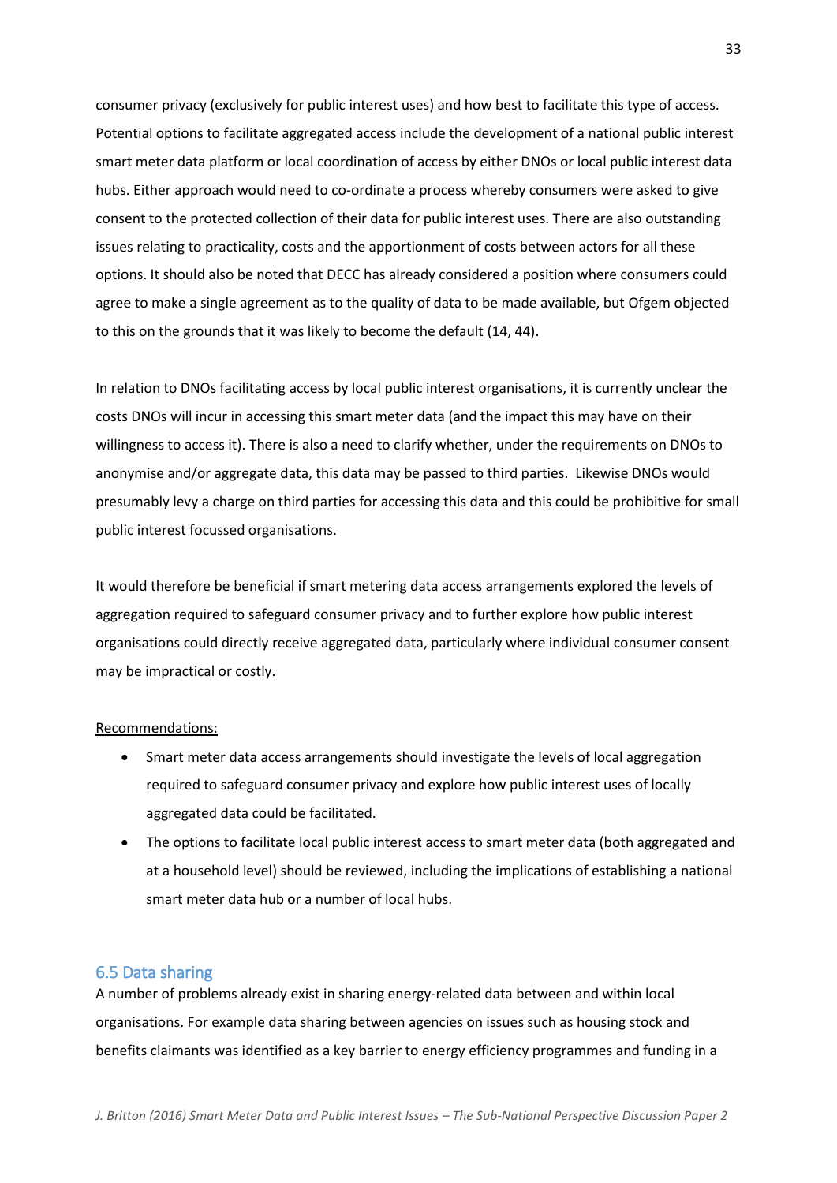consumer privacy (exclusively for public interest uses) and how best to facilitate this type of access. Potential options to facilitate aggregated access include the development of a national public interest smart meter data platform or local coordination of access by either DNOs or local public interest data hubs. Either approach would need to co-ordinate a process whereby consumers were asked to give consent to the protected collection of their data for public interest uses. There are also outstanding issues relating to practicality, costs and the apportionment of costs between actors for all these options. It should also be noted that DECC has already considered a position where consumers could agree to make a single agreement as to the quality of data to be made available, but Ofgem objected to this on the grounds that it was likely to become the default (14, 44).

In relation to DNOs facilitating access by local public interest organisations, it is currently unclear the costs DNOs will incur in accessing this smart meter data (and the impact this may have on their willingness to access it). There is also a need to clarify whether, under the requirements on DNOs to anonymise and/or aggregate data, this data may be passed to third parties. Likewise DNOs would presumably levy a charge on third parties for accessing this data and this could be prohibitive for small public interest focussed organisations.

It would therefore be beneficial if smart metering data access arrangements explored the levels of aggregation required to safeguard consumer privacy and to further explore how public interest organisations could directly receive aggregated data, particularly where individual consumer consent may be impractical or costly.

Recommendations:

- Smart meter data access arrangements should investigate the levels of local aggregation required to safeguard consumer privacy and explore how public interest uses of locally aggregated data could be facilitated.
- The options to facilitate local public interest access to smart meter data (both aggregated and at a household level) should be reviewed, including the implications of establishing a national smart meter data hub or a number of local hubs.

## 6.5 Data sharing

A number of problems already exist in sharing energy-related data between and within local organisations. For example data sharing between agencies on issues such as housing stock and benefits claimants was identified as a key barrier to energy efficiency programmes and funding in a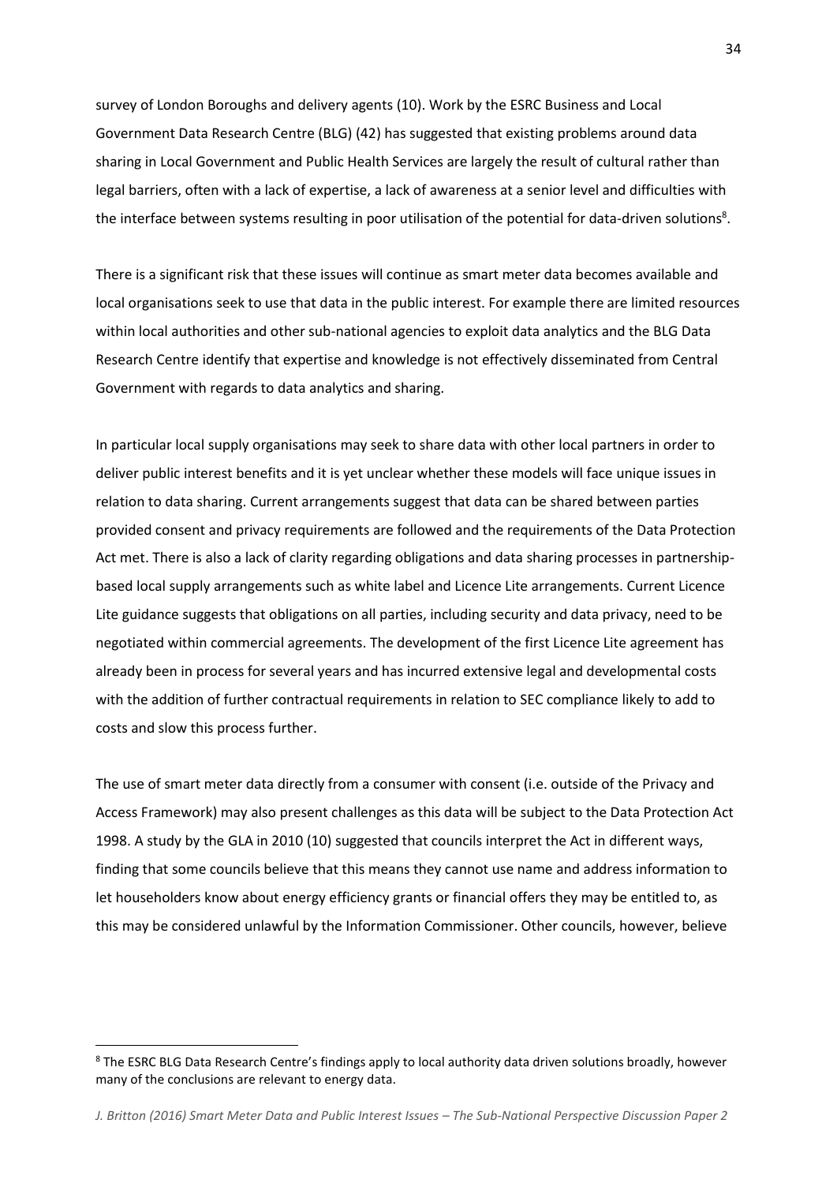survey of London Boroughs and delivery agents (10). Work by the ESRC Business and Local Government Data Research Centre (BLG) (42) has suggested that existing problems around data sharing in Local Government and Public Health Services are largely the result of cultural rather than legal barriers, often with a lack of expertise, a lack of awareness at a senior level and difficulties with the interface between systems resulting in poor utilisation of the potential for data-driven solutions[8].

There is a significant risk that these issues will continue as smart meter data becomes available and local organisations seek to use that data in the public interest. For example there are limited resources within local authorities and other sub-national agencies to exploit data analytics and the BLG Data Research Centre identify that expertise and knowledge is not effectively disseminated from Central Government with regards to data analytics and sharing.

In particular local supply organisations may seek to share data with other local partners in order to deliver public interest benefits and it is yet unclear whether these models will face unique issues in relation to data sharing. Current arrangements suggest that data can be shared between parties provided consent and privacy requirements are followed and the requirements of the Data Protection Act met. There is also a lack of clarity regarding obligations and data sharing processes in partnership-based local supply arrangements such as white label and Licence Lite arrangements. Current Licence Lite guidance suggests that obligations on all parties, including security and data privacy, need to be negotiated within commercial agreements. The development of the first Licence Lite agreement has already been in process for several years and has incurred extensive legal and developmental costs with the addition of further contractual requirements in relation to SEC compliance likely to add to costs and slow this process further.

The use of smart meter data directly from a consumer with consent (i.e. outside of the Privacy and Access Framework) may also present challenges as this data will be subject to the Data Protection Act 1998. A study by the GLA in 2010 (10) suggested that councils interpret the Act in different ways, finding that some councils believe that this means they cannot use name and address information to let householders know about energy efficiency grants or financial offers they may be entitled to, as this may be considered unlawful by the Information Commissioner. Other councils, however, believe

---

[8] The ESRC BLG Data Research Centre's findings apply to local authority data driven solutions broadly, however many of the conclusions are relevant to energy data.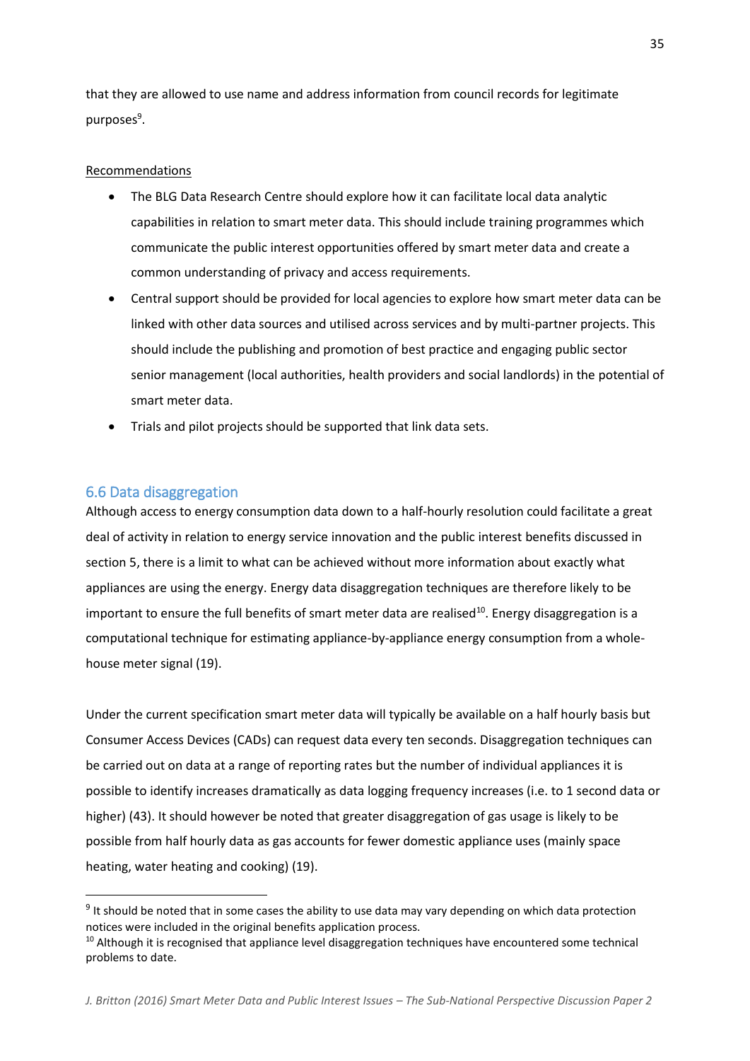that they are allowed to use name and address information from council records for legitimate purposes[9].

Recommendations

- The BLG Data Research Centre should explore how it can facilitate local data analytic capabilities in relation to smart meter data. This should include training programmes which communicate the public interest opportunities offered by smart meter data and create a common understanding of privacy and access requirements.
- Central support should be provided for local agencies to explore how smart meter data can be linked with other data sources and utilised across services and by multi-partner projects. This should include the publishing and promotion of best practice and engaging public sector senior management (local authorities, health providers and social landlords) in the potential of smart meter data.
- Trials and pilot projects should be supported that link data sets.

## 6.6 Data disaggregation

Although access to energy consumption data down to a half-hourly resolution could facilitate a great deal of activity in relation to energy service innovation and the public interest benefits discussed in section 5, there is a limit to what can be achieved without more information about exactly what appliances are using the energy. Energy data disaggregation techniques are therefore likely to be important to ensure the full benefits of smart meter data are realised[10]. Energy disaggregation is a computational technique for estimating appliance-by-appliance energy consumption from a whole-house meter signal (19).

Under the current specification smart meter data will typically be available on a half hourly basis but Consumer Access Devices (CADs) can request data every ten seconds. Disaggregation techniques can be carried out on data at a range of reporting rates but the number of individual appliances it is possible to identify increases dramatically as data logging frequency increases (i.e. to 1 second data or higher) (43). It should however be noted that greater disaggregation of gas usage is likely to be possible from half hourly data as gas accounts for fewer domestic appliance uses (mainly space heating, water heating and cooking) (19).

---

[9] It should be noted that in some cases the ability to use data may vary depending on which data protection notices were included in the original benefits application process.

[10] Although it is recognised that appliance level disaggregation techniques have encountered some technical problems to date.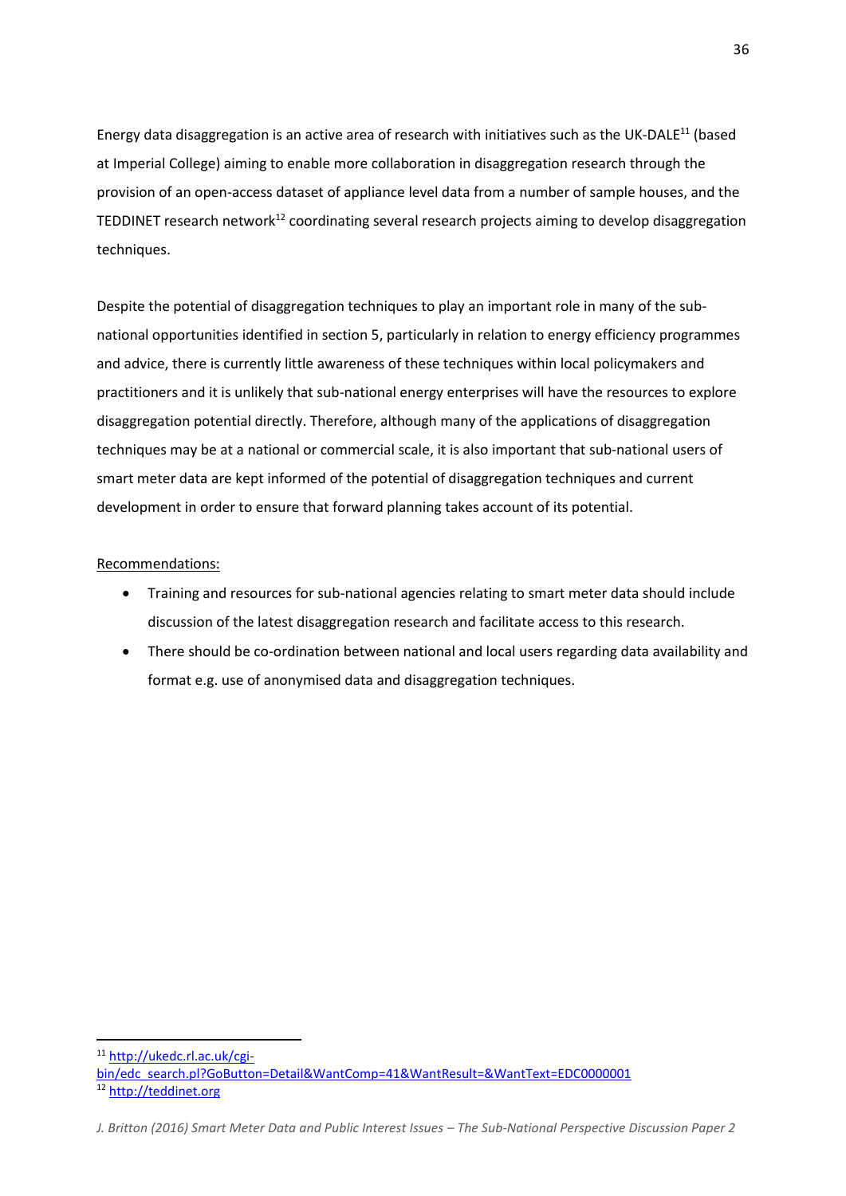Energy data disaggregation is an active area of research with initiatives such as the UK-DALE[11] (based at Imperial College) aiming to enable more collaboration in disaggregation research through the provision of an open-access dataset of appliance level data from a number of sample houses, and the TEDDINET research network[12] coordinating several research projects aiming to develop disaggregation techniques.

Despite the potential of disaggregation techniques to play an important role in many of the sub-national opportunities identified in section 5, particularly in relation to energy efficiency programmes and advice, there is currently little awareness of these techniques within local policymakers and practitioners and it is unlikely that sub-national energy enterprises will have the resources to explore disaggregation potential directly. Therefore, although many of the applications of disaggregation techniques may be at a national or commercial scale, it is also important that sub-national users of smart meter data are kept informed of the potential of disaggregation techniques and current development in order to ensure that forward planning takes account of its potential.

Recommendations:

- Training and resources for sub-national agencies relating to smart meter data should include discussion of the latest disaggregation research and facilitate access to this research.
- There should be co-ordination between national and local users regarding data availability and format e.g. use of anonymised data and disaggregation techniques.

---

[11] http://ukedc.rl.ac.uk/cgi-bin/edc_search.pl?GoButton=Detail&WantComp=41&WantResult=&WantText=EDC0000001

[12] http://teddinet.org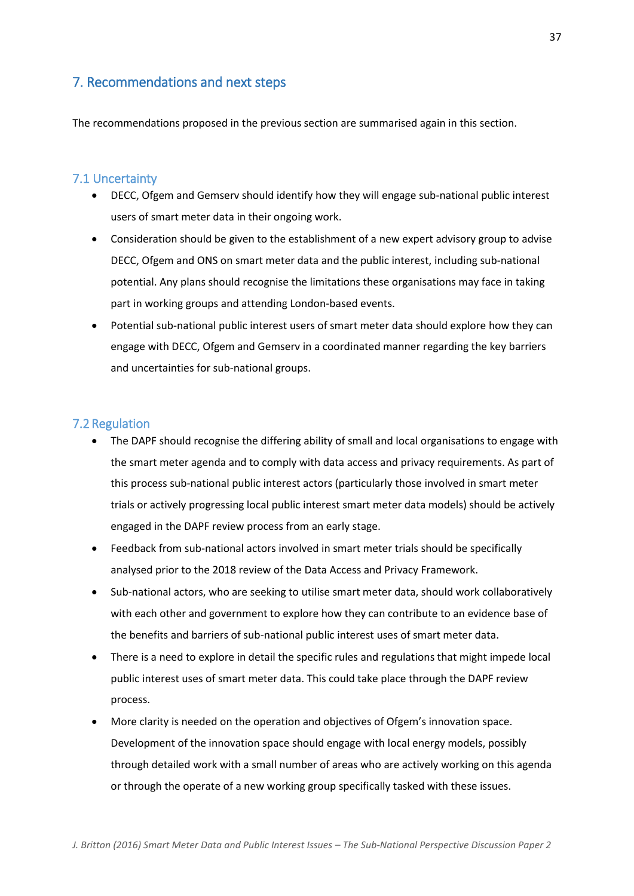## 7. Recommendations and next steps

The recommendations proposed in the previous section are summarised again in this section.

### 7.1 Uncertainty

- DECC, Ofgem and Gemserv should identify how they will engage sub-national public interest users of smart meter data in their ongoing work.
- Consideration should be given to the establishment of a new expert advisory group to advise DECC, Ofgem and ONS on smart meter data and the public interest, including sub-national potential. Any plans should recognise the limitations these organisations may face in taking part in working groups and attending London-based events.
- Potential sub-national public interest users of smart meter data should explore how they can engage with DECC, Ofgem and Gemserv in a coordinated manner regarding the key barriers and uncertainties for sub-national groups.

### 7.2 Regulation

- The DAPF should recognise the differing ability of small and local organisations to engage with the smart meter agenda and to comply with data access and privacy requirements. As part of this process sub-national public interest actors (particularly those involved in smart meter trials or actively progressing local public interest smart meter data models) should be actively engaged in the DAPF review process from an early stage.
- Feedback from sub-national actors involved in smart meter trials should be specifically analysed prior to the 2018 review of the Data Access and Privacy Framework.
- Sub-national actors, who are seeking to utilise smart meter data, should work collaboratively with each other and government to explore how they can contribute to an evidence base of the benefits and barriers of sub-national public interest uses of smart meter data.
- There is a need to explore in detail the specific rules and regulations that might impede local public interest uses of smart meter data. This could take place through the DAPF review process.
- More clarity is needed on the operation and objectives of Ofgem's innovation space. Development of the innovation space should engage with local energy models, possibly through detailed work with a small number of areas who are actively working on this agenda or through the operate of a new working group specifically tasked with these issues.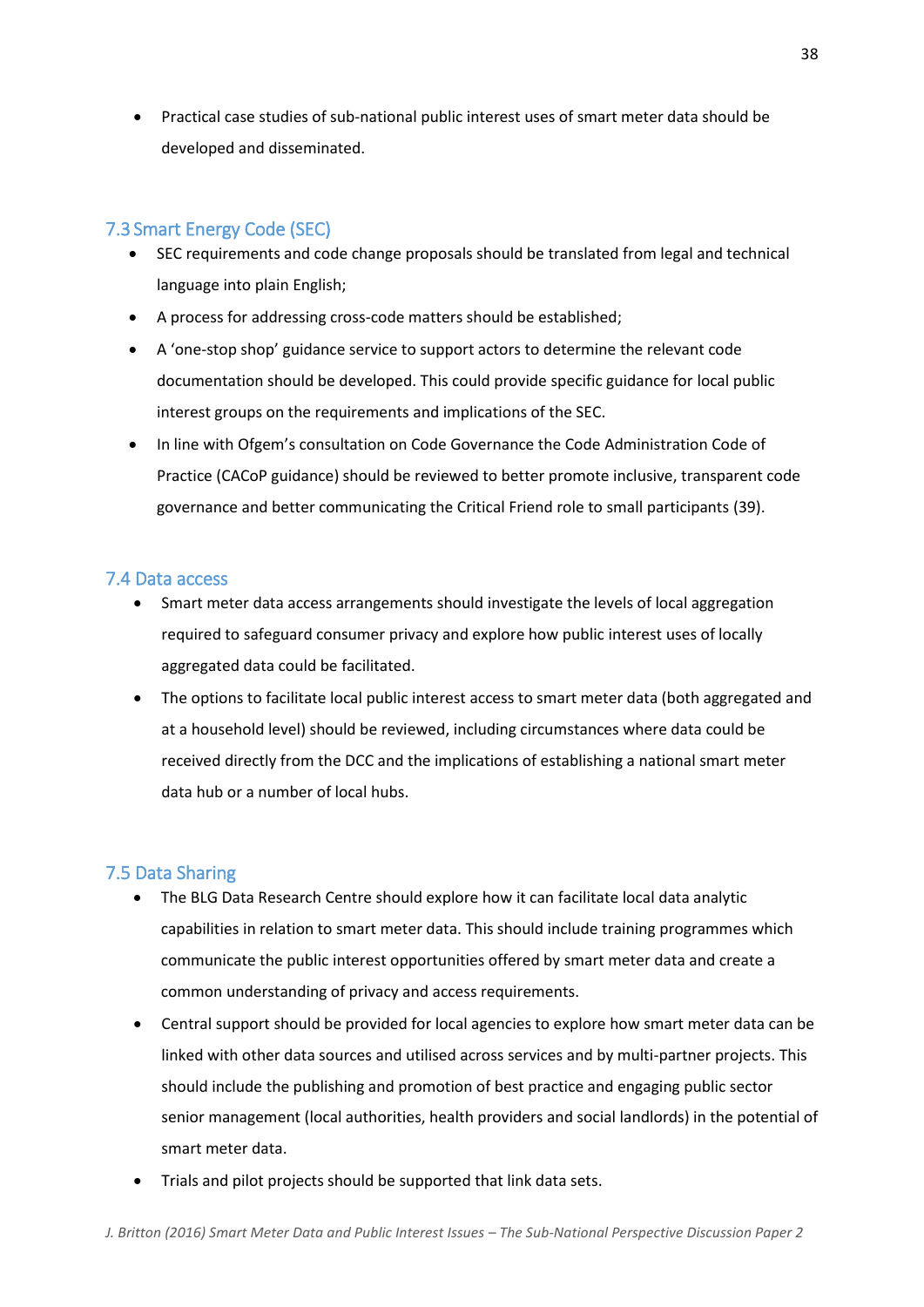- Practical case studies of sub-national public interest uses of smart meter data should be developed and disseminated.

## 7.3 Smart Energy Code (SEC)

- SEC requirements and code change proposals should be translated from legal and technical language into plain English;
- A process for addressing cross-code matters should be established;
- A 'one-stop shop' guidance service to support actors to determine the relevant code documentation should be developed. This could provide specific guidance for local public interest groups on the requirements and implications of the SEC.
- In line with Ofgem's consultation on Code Governance the Code Administration Code of Practice (CACoP guidance) should be reviewed to better promote inclusive, transparent code governance and better communicating the Critical Friend role to small participants (39).

## 7.4 Data access

- Smart meter data access arrangements should investigate the levels of local aggregation required to safeguard consumer privacy and explore how public interest uses of locally aggregated data could be facilitated.
- The options to facilitate local public interest access to smart meter data (both aggregated and at a household level) should be reviewed, including circumstances where data could be received directly from the DCC and the implications of establishing a national smart meter data hub or a number of local hubs.

## 7.5 Data Sharing

- The BLG Data Research Centre should explore how it can facilitate local data analytic capabilities in relation to smart meter data. This should include training programmes which communicate the public interest opportunities offered by smart meter data and create a common understanding of privacy and access requirements.
- Central support should be provided for local agencies to explore how smart meter data can be linked with other data sources and utilised across services and by multi-partner projects. This should include the publishing and promotion of best practice and engaging public sector senior management (local authorities, health providers and social landlords) in the potential of smart meter data.
- Trials and pilot projects should be supported that link data sets.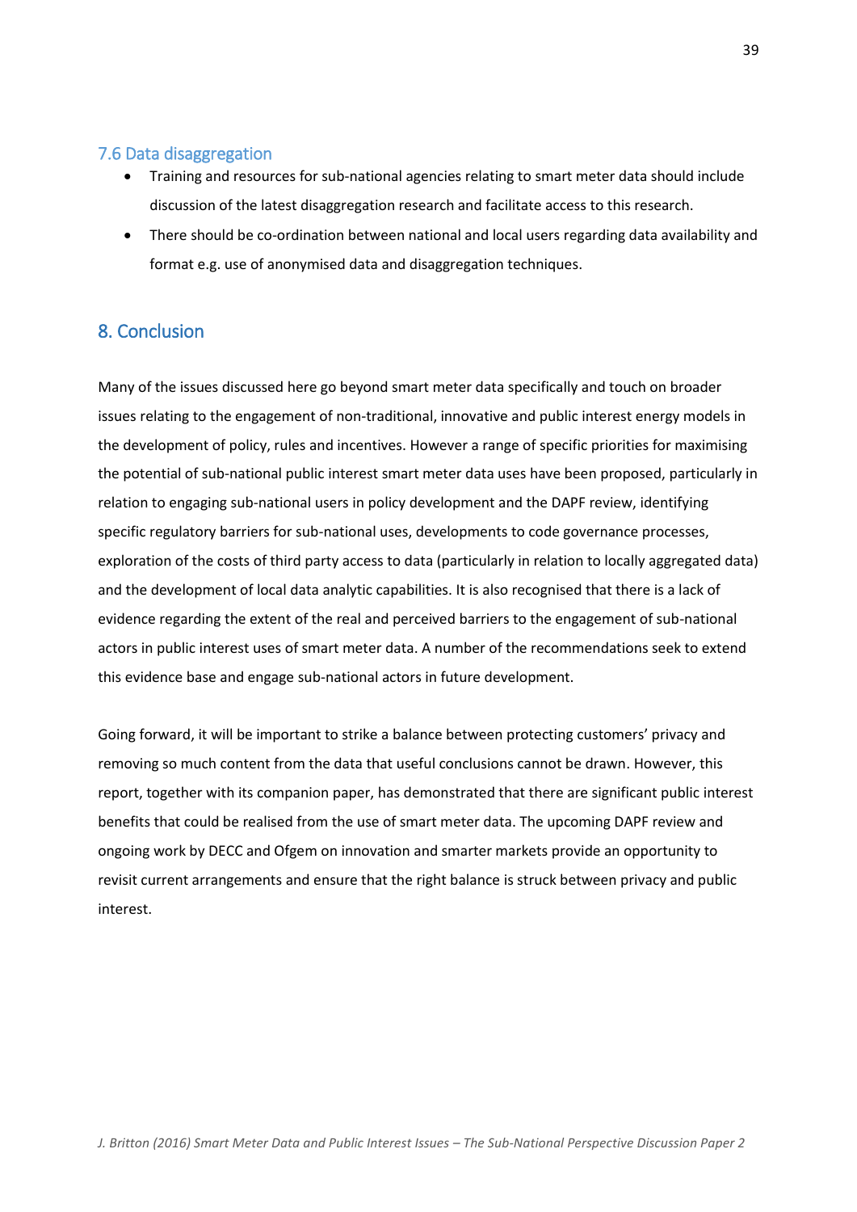### 7.6 Data disaggregation

- Training and resources for sub-national agencies relating to smart meter data should include discussion of the latest disaggregation research and facilitate access to this research.
- There should be co-ordination between national and local users regarding data availability and format e.g. use of anonymised data and disaggregation techniques.

## 8. Conclusion

Many of the issues discussed here go beyond smart meter data specifically and touch on broader issues relating to the engagement of non-traditional, innovative and public interest energy models in the development of policy, rules and incentives. However a range of specific priorities for maximising the potential of sub-national public interest smart meter data uses have been proposed, particularly in relation to engaging sub-national users in policy development and the DAPF review, identifying specific regulatory barriers for sub-national uses, developments to code governance processes, exploration of the costs of third party access to data (particularly in relation to locally aggregated data) and the development of local data analytic capabilities. It is also recognised that there is a lack of evidence regarding the extent of the real and perceived barriers to the engagement of sub-national actors in public interest uses of smart meter data. A number of the recommendations seek to extend this evidence base and engage sub-national actors in future development.

Going forward, it will be important to strike a balance between protecting customers' privacy and removing so much content from the data that useful conclusions cannot be drawn. However, this report, together with its companion paper, has demonstrated that there are significant public interest benefits that could be realised from the use of smart meter data. The upcoming DAPF review and ongoing work by DECC and Ofgem on innovation and smarter markets provide an opportunity to revisit current arrangements and ensure that the right balance is struck between privacy and public interest.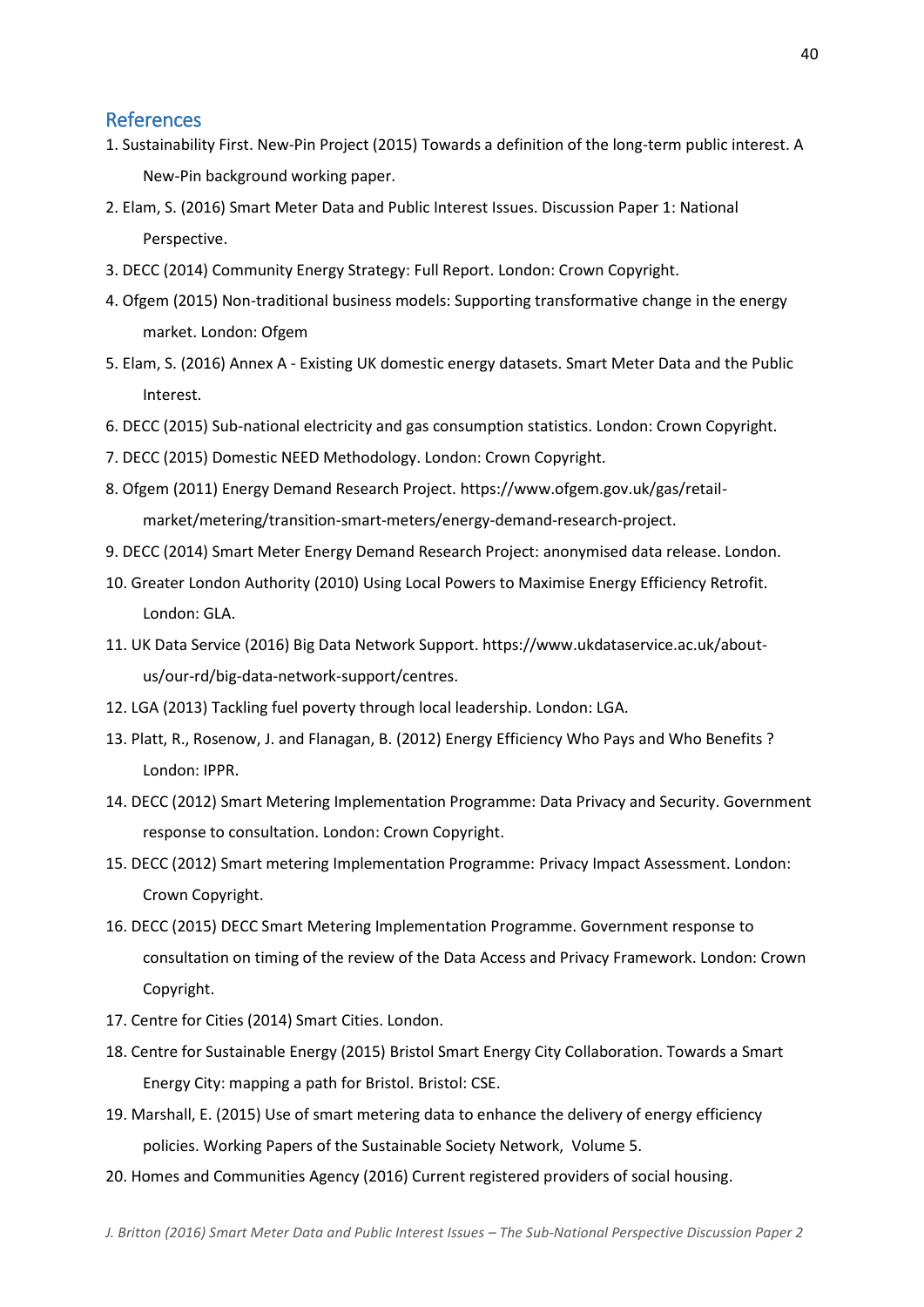## References

1. Sustainability First. New-Pin Project (2015) Towards a definition of the long-term public interest. A New-Pin background working paper.
2. Elam, S. (2016) Smart Meter Data and Public Interest Issues. Discussion Paper 1: National Perspective.
3. DECC (2014) Community Energy Strategy: Full Report. London: Crown Copyright.
4. Ofgem (2015) Non-traditional business models: Supporting transformative change in the energy market. London: Ofgem
5. Elam, S. (2016) Annex A - Existing UK domestic energy datasets. Smart Meter Data and the Public Interest.
6. DECC (2015) Sub-national electricity and gas consumption statistics. London: Crown Copyright.
7. DECC (2015) Domestic NEED Methodology. London: Crown Copyright.
8. Ofgem (2011) Energy Demand Research Project. https://www.ofgem.gov.uk/gas/retail-market/metering/transition-smart-meters/energy-demand-research-project.
9. DECC (2014) Smart Meter Energy Demand Research Project: anonymised data release. London.
10. Greater London Authority (2010) Using Local Powers to Maximise Energy Efficiency Retrofit. London: GLA.
11. UK Data Service (2016) Big Data Network Support. https://www.ukdataservice.ac.uk/about-us/our-rd/big-data-network-support/centres.
12. LGA (2013) Tackling fuel poverty through local leadership. London: LGA.
13. Platt, R., Rosenow, J. and Flanagan, B. (2012) Energy Efficiency Who Pays and Who Benefits ? London: IPPR.
14. DECC (2012) Smart Metering Implementation Programme: Data Privacy and Security. Government response to consultation. London: Crown Copyright.
15. DECC (2012) Smart metering Implementation Programme: Privacy Impact Assessment. London: Crown Copyright.
16. DECC (2015) DECC Smart Metering Implementation Programme. Government response to consultation on timing of the review of the Data Access and Privacy Framework. London: Crown Copyright.
17. Centre for Cities (2014) Smart Cities. London.
18. Centre for Sustainable Energy (2015) Bristol Smart Energy City Collaboration. Towards a Smart Energy City: mapping a path for Bristol. Bristol: CSE.
19. Marshall, E. (2015) Use of smart metering data to enhance the delivery of energy efficiency policies. Working Papers of the Sustainable Society Network, Volume 5.
20. Homes and Communities Agency (2016) Current registered providers of social housing.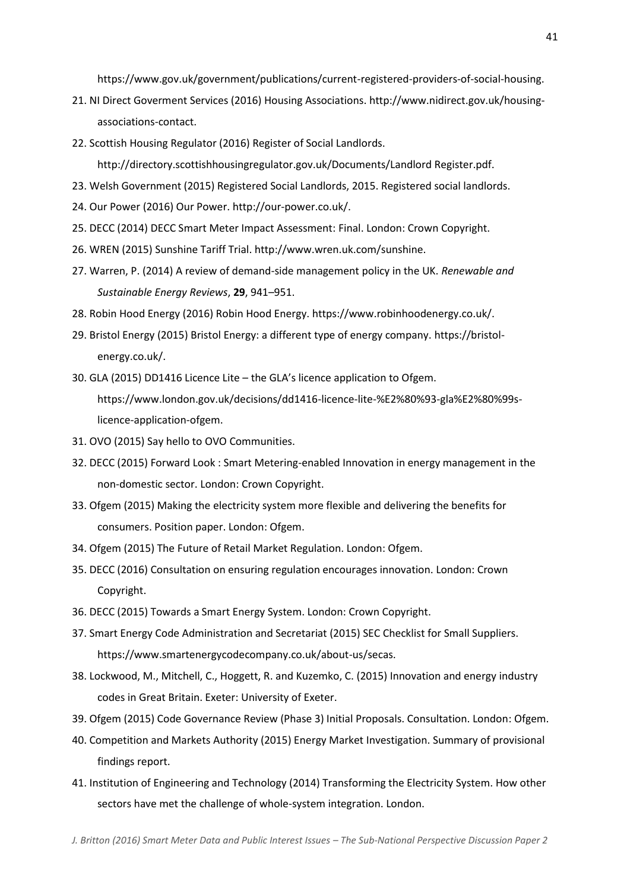https://www.gov.uk/government/publications/current-registered-providers-of-social-housing.

21. NI Direct Goverment Services (2016) Housing Associations. http://www.nidirect.gov.uk/housing-associations-contact.
22. Scottish Housing Regulator (2016) Register of Social Landlords. http://directory.scottishhousingregulator.gov.uk/Documents/Landlord Register.pdf.
23. Welsh Government (2015) Registered Social Landlords, 2015. Registered social landlords.
24. Our Power (2016) Our Power. http://our-power.co.uk/.
25. DECC (2014) DECC Smart Meter Impact Assessment: Final. London: Crown Copyright.
26. WREN (2015) Sunshine Tariff Trial. http://www.wren.uk.com/sunshine.
27. Warren, P. (2014) A review of demand-side management policy in the UK. *Renewable and Sustainable Energy Reviews*, **29**, 941–951.
28. Robin Hood Energy (2016) Robin Hood Energy. https://www.robinhoodenergy.co.uk/.
29. Bristol Energy (2015) Bristol Energy: a different type of energy company. https://bristol-energy.co.uk/.
30. GLA (2015) DD1416 Licence Lite – the GLA's licence application to Ofgem. https://www.london.gov.uk/decisions/dd1416-licence-lite-%E2%80%93-gla%E2%80%99s-licence-application-ofgem.
31. OVO (2015) Say hello to OVO Communities.
32. DECC (2015) Forward Look : Smart Metering-enabled Innovation in energy management in the non-domestic sector. London: Crown Copyright.
33. Ofgem (2015) Making the electricity system more flexible and delivering the benefits for consumers. Position paper. London: Ofgem.
34. Ofgem (2015) The Future of Retail Market Regulation. London: Ofgem.
35. DECC (2016) Consultation on ensuring regulation encourages innovation. London: Crown Copyright.
36. DECC (2015) Towards a Smart Energy System. London: Crown Copyright.
37. Smart Energy Code Administration and Secretariat (2015) SEC Checklist for Small Suppliers. https://www.smartenergycodecompany.co.uk/about-us/secas.
38. Lockwood, M., Mitchell, C., Hoggett, R. and Kuzemko, C. (2015) Innovation and energy industry codes in Great Britain. Exeter: University of Exeter.
39. Ofgem (2015) Code Governance Review (Phase 3) Initial Proposals. Consultation. London: Ofgem.
40. Competition and Markets Authority (2015) Energy Market Investigation. Summary of provisional findings report.
41. Institution of Engineering and Technology (2014) Transforming the Electricity System. How other sectors have met the challenge of whole-system integration. London.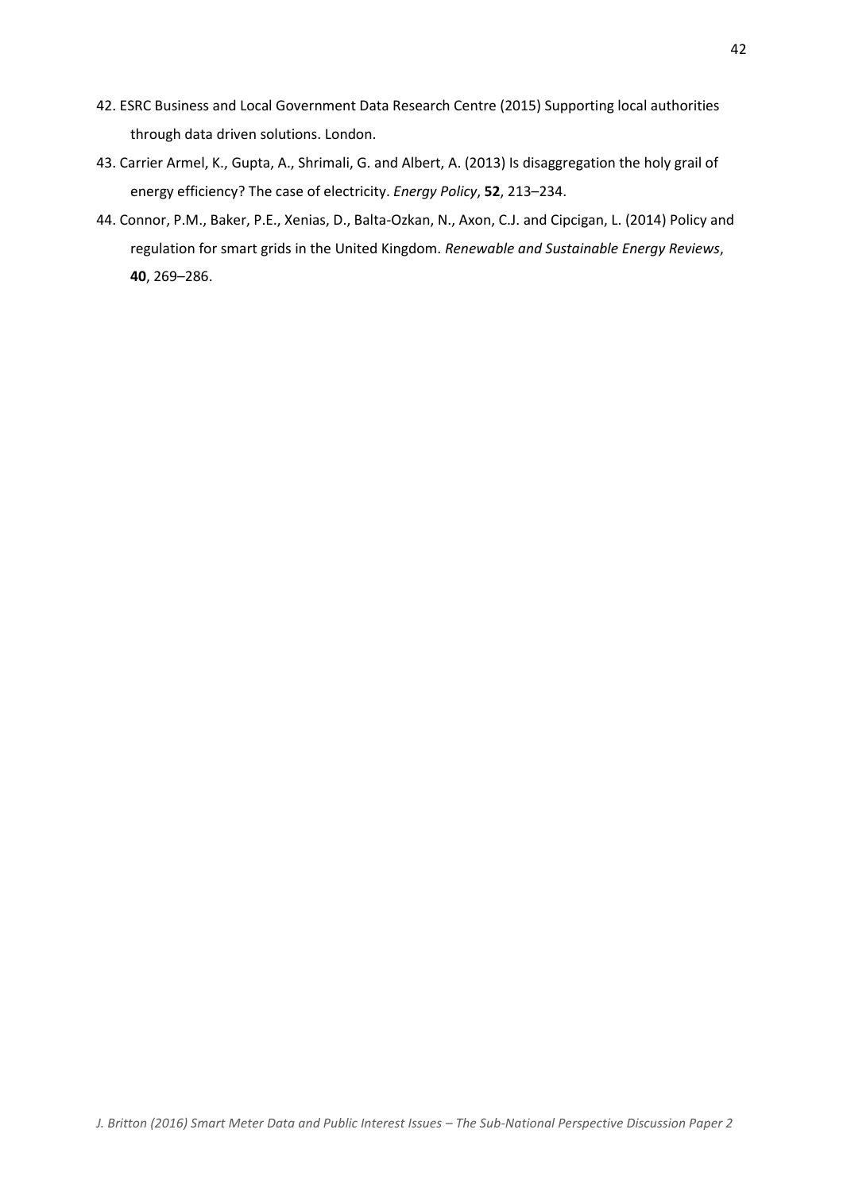42. ESRC Business and Local Government Data Research Centre (2015) Supporting local authorities through data driven solutions. London.
43. Carrier Armel, K., Gupta, A., Shrimali, G. and Albert, A. (2013) Is disaggregation the holy grail of energy efficiency? The case of electricity. *Energy Policy*, **52**, 213–234.
44. Connor, P.M., Baker, P.E., Xenias, D., Balta-Ozkan, N., Axon, C.J. and Cipcigan, L. (2014) Policy and regulation for smart grids in the United Kingdom. *Renewable and Sustainable Energy Reviews*, **40**, 269–286.